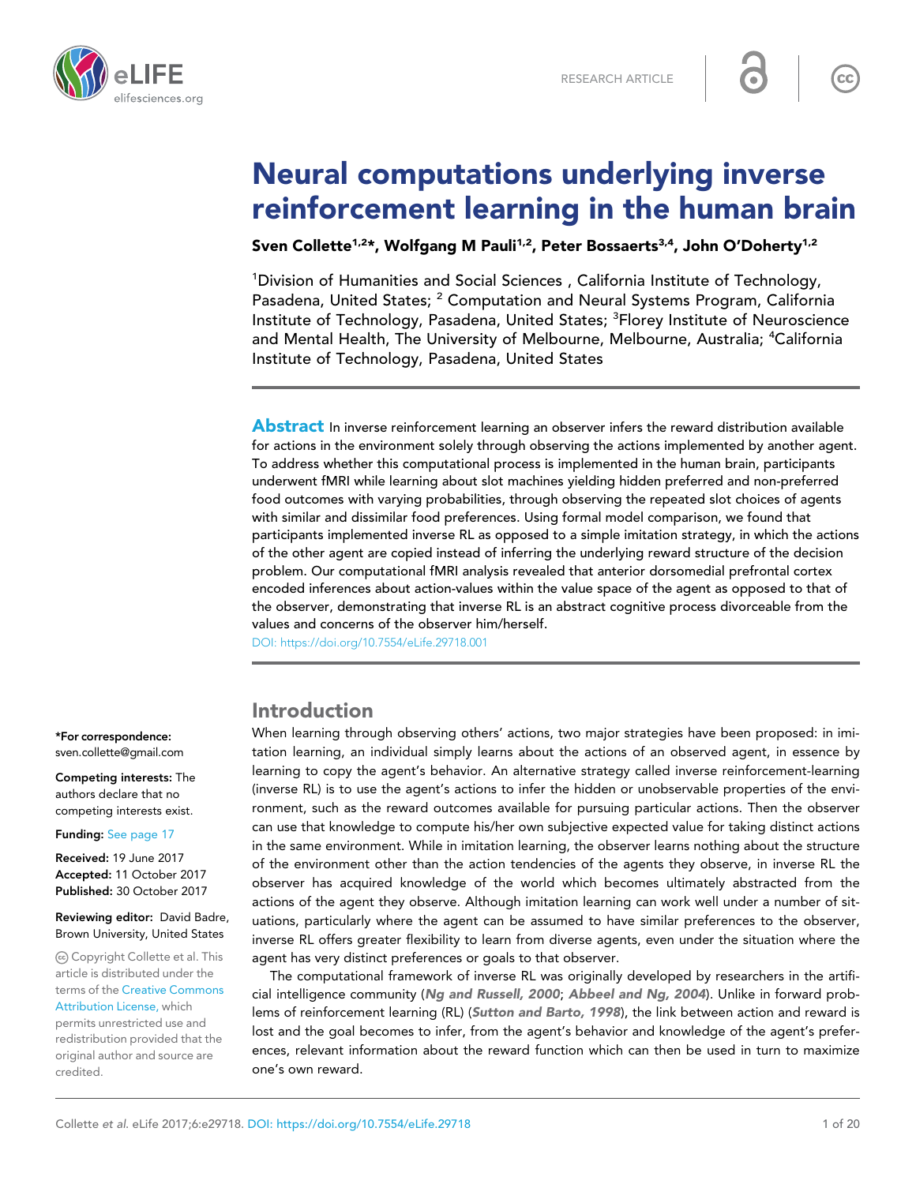RESEARCH ARTICLE

# Neural computations underlying inverse reinforcement learning in the human brain

**Sven Collette[1,2]*, Wolfgang M Pauli[1,2], Peter Bossaerts[3,4], John O'Doherty[1,2]**

[1]Division of Humanities and Social Sciences , California Institute of Technology, Pasadena, United States; [2] Computation and Neural Systems Program, California Institute of Technology, Pasadena, United States; [3]Florey Institute of Neuroscience and Mental Health, The University of Melbourne, Melbourne, Australia; [4]California Institute of Technology, Pasadena, United States

**Abstract** In inverse reinforcement learning an observer infers the reward distribution available for actions in the environment solely through observing the actions implemented by another agent. To address whether this computational process is implemented in the human brain, participants underwent fMRI while learning about slot machines yielding hidden preferred and non-preferred food outcomes with varying probabilities, through observing the repeated slot choices of agents with similar and dissimilar food preferences. Using formal model comparison, we found that participants implemented inverse RL as opposed to a simple imitation strategy, in which the actions of the other agent are copied instead of inferring the underlying reward structure of the decision problem. Our computational fMRI analysis revealed that anterior dorsomedial prefrontal cortex encoded inferences about action-values within the value space of the agent as opposed to that of the observer, demonstrating that inverse RL is an abstract cognitive process divorceable from the values and concerns of the observer him/herself.

DOI: https://doi.org/10.7554/eLife.29718.001

## Introduction

When learning through observing others' actions, two major strategies have been proposed: in imitation learning, an individual simply learns about the actions of an observed agent, in essence by learning to copy the agent's behavior. An alternative strategy called inverse reinforcement-learning (inverse RL) is to use the agent's actions to infer the hidden or unobservable properties of the environment, such as the reward outcomes available for pursuing particular actions. Then the observer can use that knowledge to compute his/her own subjective expected value for taking distinct actions in the same environment. While in imitation learning, the observer learns nothing about the structure of the environment other than the action tendencies of the agents they observe, in inverse RL the observer has acquired knowledge of the world which becomes ultimately abstracted from the actions of the agent they observe. Although imitation learning can work well under a number of situations, particularly where the agent can be assumed to have similar preferences to the observer, inverse RL offers greater flexibility to learn from diverse agents, even under the situation where the agent has very distinct preferences or goals to that observer.

The computational framework of inverse RL was originally developed by researchers in the artificial intelligence community (***Ng and Russell, 2000***; ***Abbeel and Ng, 2004***). Unlike in forward problems of reinforcement learning (RL) (***Sutton and Barto, 1998***), the link between action and reward is lost and the goal becomes to infer, from the agent's behavior and knowledge of the agent's preferences, relevant information about the reward function which can then be used in turn to maximize one's own reward.

*For correspondence: sven.collette@gmail.com

**Competing interests:** The authors declare that no competing interests exist.

**Funding:** See page 17

**Received:** 19 June 2017
**Accepted:** 11 October 2017
**Published:** 30 October 2017

**Reviewing editor:** David Badre, Brown University, United States

© Copyright Collette et al. This article is distributed under the terms of the Creative Commons Attribution License, which permits unrestricted use and redistribution provided that the original author and source are credited.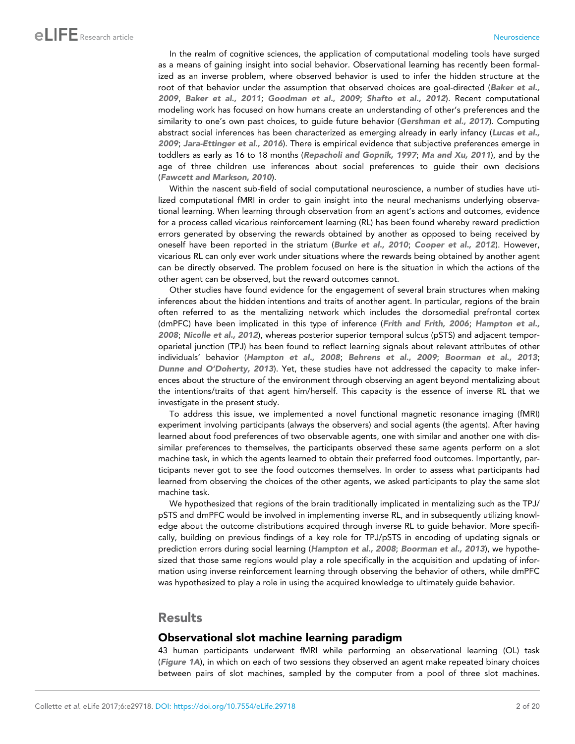In the realm of cognitive sciences, the application of computational modeling tools have surged as a means of gaining insight into social behavior. Observational learning has recently been formalized as an inverse problem, where observed behavior is used to infer the hidden structure at the root of that behavior under the assumption that observed choices are goal-directed (*Baker et al., 2009*, *Baker et al., 2011*; *Goodman et al., 2009*; *Shafto et al., 2012*). Recent computational modeling work has focused on how humans create an understanding of other's preferences and the similarity to one's own past choices, to guide future behavior (*Gershman et al., 2017*). Computing abstract social inferences has been characterized as emerging already in early infancy (*Lucas et al., 2009*; *Jara-Ettinger et al., 2016*). There is empirical evidence that subjective preferences emerge in toddlers as early as 16 to 18 months (*Repacholi and Gopnik, 1997*; *Ma and Xu, 2011*), and by the age of three children use inferences about social preferences to guide their own decisions (*Fawcett and Markson, 2010*).

Within the nascent sub-field of social computational neuroscience, a number of studies have utilized computational fMRI in order to gain insight into the neural mechanisms underlying observational learning. When learning through observation from an agent's actions and outcomes, evidence for a process called vicarious reinforcement learning (RL) has been found whereby reward prediction errors generated by observing the rewards obtained by another as opposed to being received by oneself have been reported in the striatum (*Burke et al., 2010*; *Cooper et al., 2012*). However, vicarious RL can only ever work under situations where the rewards being obtained by another agent can be directly observed. The problem focused on here is the situation in which the actions of the other agent can be observed, but the reward outcomes cannot.

Other studies have found evidence for the engagement of several brain structures when making inferences about the hidden intentions and traits of another agent. In particular, regions of the brain often referred to as the mentalizing network which includes the dorsomedial prefrontal cortex (dmPFC) have been implicated in this type of inference (*Frith and Frith, 2006*; *Hampton et al., 2008*; *Nicolle et al., 2012*), whereas posterior superior temporal sulcus (pSTS) and adjacent temporoparietal junction (TPJ) has been found to reflect learning signals about relevant attributes of other individuals' behavior (*Hampton et al., 2008*; *Behrens et al., 2009*; *Boorman et al., 2013*; *Dunne and O'Doherty, 2013*). Yet, these studies have not addressed the capacity to make inferences about the structure of the environment through observing an agent beyond mentalizing about the intentions/traits of that agent him/herself. This capacity is the essence of inverse RL that we investigate in the present study.

To address this issue, we implemented a novel functional magnetic resonance imaging (fMRI) experiment involving participants (always the observers) and social agents (the agents). After having learned about food preferences of two observable agents, one with similar and another one with dissimilar preferences to themselves, the participants observed these same agents perform on a slot machine task, in which the agents learned to obtain their preferred food outcomes. Importantly, participants never got to see the food outcomes themselves. In order to assess what participants had learned from observing the choices of the other agents, we asked participants to play the same slot machine task.

We hypothesized that regions of the brain traditionally implicated in mentalizing such as the TPJ/pSTS and dmPFC would be involved in implementing inverse RL, and in subsequently utilizing knowledge about the outcome distributions acquired through inverse RL to guide behavior. More specifically, building on previous findings of a key role for TPJ/pSTS in encoding of updating signals or prediction errors during social learning (*Hampton et al., 2008*; *Boorman et al., 2013*), we hypothesized that those same regions would play a role specifically in the acquisition and updating of information using inverse reinforcement learning through observing the behavior of others, while dmPFC was hypothesized to play a role in using the acquired knowledge to ultimately guide behavior.

## Results

### Observational slot machine learning paradigm

43 human participants underwent fMRI while performing an observational learning (OL) task (*Figure 1A*), in which on each of two sessions they observed an agent make repeated binary choices between pairs of slot machines, sampled by the computer from a pool of three slot machines.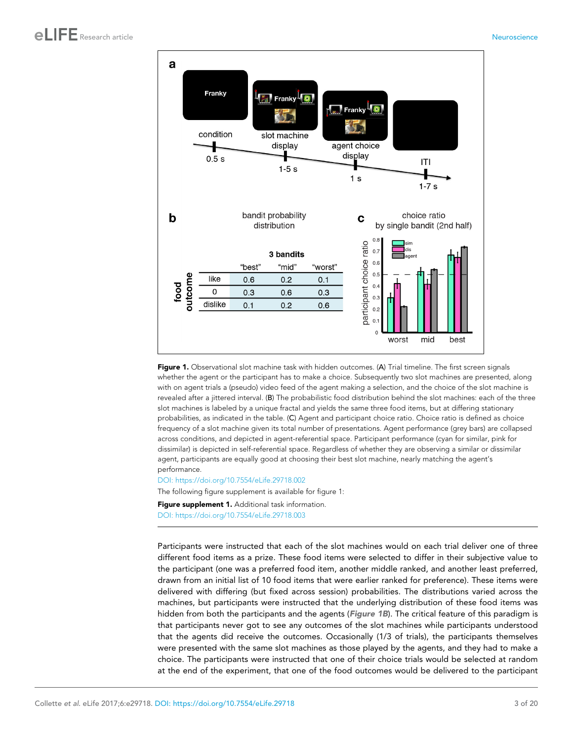| food outcome | "best" | "mid" | "worst" |
| --- | --- | --- | --- |
| like | 0.6 | 0.2 | 0.1 |
| 0 | 0.3 | 0.6 | 0.3 |
| dislike | 0.1 | 0.2 | 0.6 |

**Figure 1.** Observational slot machine task with hidden outcomes. (**A**) Trial timeline. The first screen signals whether the agent or the participant has to make a choice. Subsequently two slot machines are presented, along with on agent trials a (pseudo) video feed of the agent making a selection, and the choice of the slot machine is revealed after a jittered interval. (**B**) The probabilistic food distribution behind the slot machines: each of the three slot machines is labeled by a unique fractal and yields the same three food items, but at differing stationary probabilities, as indicated in the table. (**C**) Agent and participant choice ratio. Choice ratio is defined as choice frequency of a slot machine given its total number of presentations. Agent performance (grey bars) are collapsed across conditions, and depicted in agent-referential space. Participant performance (cyan for similar, pink for dissimilar) is depicted in self-referential space. Regardless of whether they are observing a similar or dissimilar agent, participants are equally good at choosing their best slot machine, nearly matching the agent's performance.

DOI: https://doi.org/10.7554/eLife.29718.002

The following figure supplement is available for figure 1:

**Figure supplement 1.** Additional task information.

DOI: https://doi.org/10.7554/eLife.29718.003

Participants were instructed that each of the slot machines would on each trial deliver one of three different food items as a prize. These food items were selected to differ in their subjective value to the participant (one was a preferred food item, another middle ranked, and another least preferred, drawn from an initial list of 10 food items that were earlier ranked for preference). These items were delivered with differing (but fixed across session) probabilities. The distributions varied across the machines, but participants were instructed that the underlying distribution of these food items was hidden from both the participants and the agents (***Figure 1B***). The critical feature of this paradigm is that participants never got to see any outcomes of the slot machines while participants understood that the agents did receive the outcomes. Occasionally (1/3 of trials), the participants themselves were presented with the same slot machines as those played by the agents, and they had to make a choice. The participants were instructed that one of their choice trials would be selected at random at the end of the experiment, that one of the food outcomes would be delivered to the participant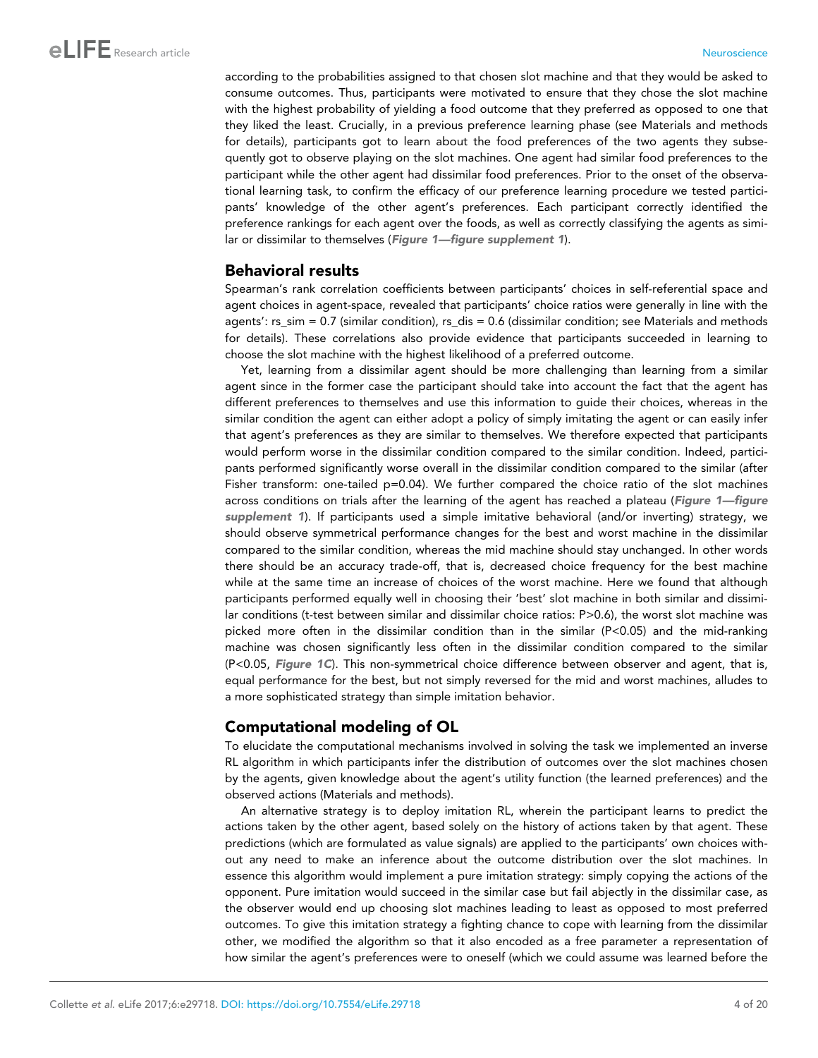according to the probabilities assigned to that chosen slot machine and that they would be asked to consume outcomes. Thus, participants were motivated to ensure that they chose the slot machine with the highest probability of yielding a food outcome that they preferred as opposed to one that they liked the least. Crucially, in a previous preference learning phase (see Materials and methods for details), participants got to learn about the food preferences of the two agents they subsequently got to observe playing on the slot machines. One agent had similar food preferences to the participant while the other agent had dissimilar food preferences. Prior to the onset of the observational learning task, to confirm the efficacy of our preference learning procedure we tested participants' knowledge of the other agent's preferences. Each participant correctly identified the preference rankings for each agent over the foods, as well as correctly classifying the agents as similar or dissimilar to themselves (***Figure 1—figure supplement 1***).

## Behavioral results

Spearman's rank correlation coefficients between participants' choices in self-referential space and agent choices in agent-space, revealed that participants' choice ratios were generally in line with the agents': $r_{s\_sim} = 0.7$ (similar condition), $r_{s\_dis} = 0.6$ (dissimilar condition; see Materials and methods for details). These correlations also provide evidence that participants succeeded in learning to choose the slot machine with the highest likelihood of a preferred outcome.

Yet, learning from a dissimilar agent should be more challenging than learning from a similar agent since in the former case the participant should take into account the fact that the agent has different preferences to themselves and use this information to guide their choices, whereas in the similar condition the agent can either adopt a policy of simply imitating the agent or can easily infer that agent's preferences as they are similar to themselves. We therefore expected that participants would perform worse in the dissimilar condition compared to the similar condition. Indeed, participants performed significantly worse overall in the dissimilar condition compared to the similar (after Fisher transform: one-tailed $p=0.04$). We further compared the choice ratio of the slot machines across conditions on trials after the learning of the agent has reached a plateau (***Figure 1—figure supplement 1***). If participants used a simple imitative behavioral (and/or inverting) strategy, we should observe symmetrical performance changes for the best and worst machine in the dissimilar compared to the similar condition, whereas the mid machine should stay unchanged. In other words there should be an accuracy trade-off, that is, decreased choice frequency for the best machine while at the same time an increase of choices of the worst machine. Here we found that although participants performed equally well in choosing their 'best' slot machine in both similar and dissimilar conditions (t-test between similar and dissimilar choice ratios: $P>0.6$), the worst slot machine was picked more often in the dissimilar condition than in the similar ($P<0.05$) and the mid-ranking machine was chosen significantly less often in the dissimilar condition compared to the similar ($P<0.05$, ***Figure 1C***). This non-symmetrical choice difference between observer and agent, that is, equal performance for the best, but not simply reversed for the mid and worst machines, alludes to a more sophisticated strategy than simple imitation behavior.

## Computational modeling of OL

To elucidate the computational mechanisms involved in solving the task we implemented an inverse RL algorithm in which participants infer the distribution of outcomes over the slot machines chosen by the agents, given knowledge about the agent's utility function (the learned preferences) and the observed actions (Materials and methods).

An alternative strategy is to deploy imitation RL, wherein the participant learns to predict the actions taken by the other agent, based solely on the history of actions taken by that agent. These predictions (which are formulated as value signals) are applied to the participants' own choices without any need to make an inference about the outcome distribution over the slot machines. In essence this algorithm would implement a pure imitation strategy: simply copying the actions of the opponent. Pure imitation would succeed in the similar case but fail abjectly in the dissimilar case, as the observer would end up choosing slot machines leading to least as opposed to most preferred outcomes. To give this imitation strategy a fighting chance to cope with learning from the dissimilar other, we modified the algorithm so that it also encoded as a free parameter a representation of how similar the agent's preferences were to oneself (which we could assume was learned before the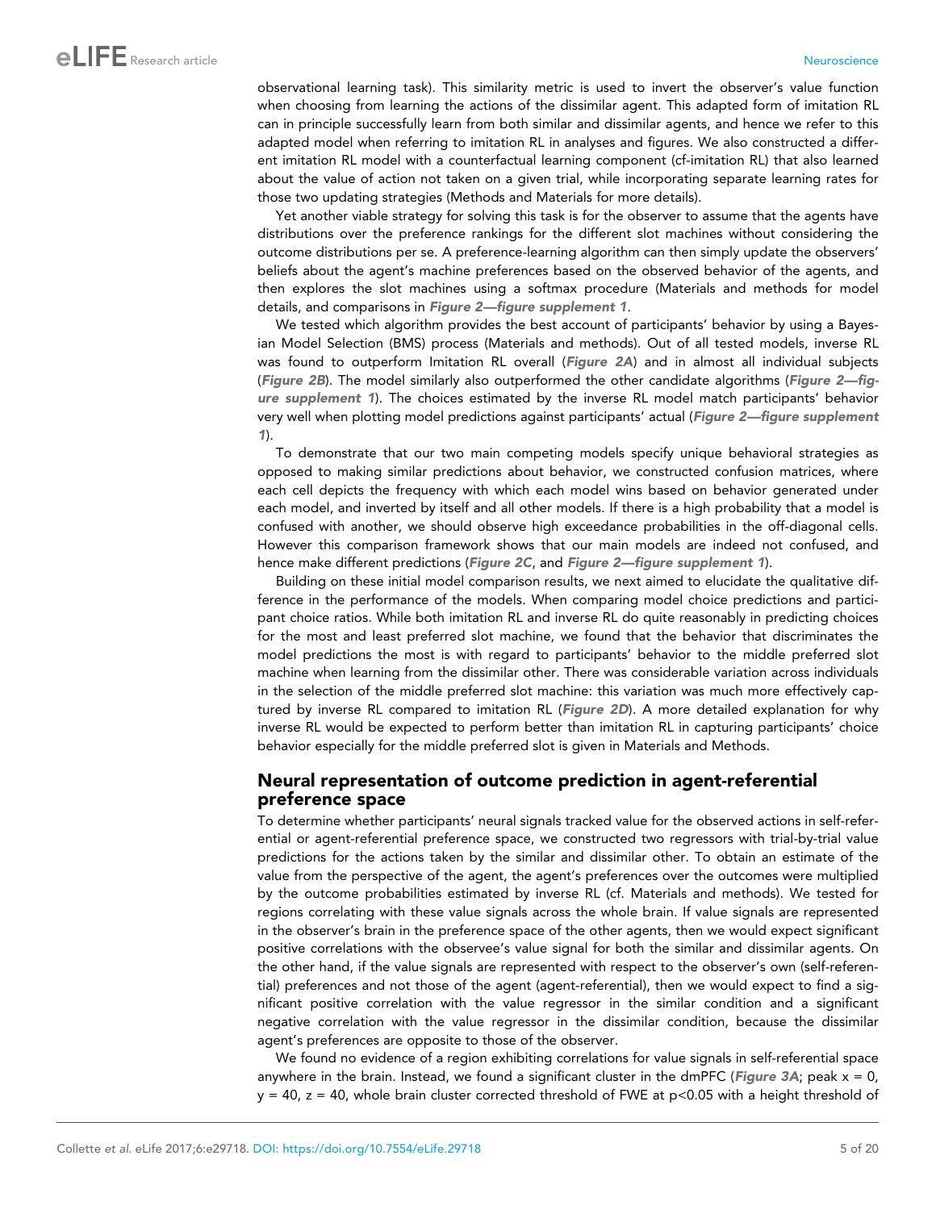observational learning task). This similarity metric is used to invert the observer's value function when choosing from learning the actions of the dissimilar agent. This adapted form of imitation RL can in principle successfully learn from both similar and dissimilar agents, and hence we refer to this adapted model when referring to imitation RL in analyses and figures. We also constructed a different imitation RL model with a counterfactual learning component (cf-imitation RL) that also learned about the value of action not taken on a given trial, while incorporating separate learning rates for those two updating strategies (Methods and Materials for more details).

Yet another viable strategy for solving this task is for the observer to assume that the agents have distributions over the preference rankings for the different slot machines without considering the outcome distributions per se. A preference-learning algorithm can then simply update the observers' beliefs about the agent's machine preferences based on the observed behavior of the agents, and then explores the slot machines using a softmax procedure (Materials and methods for model details, and comparisons in ***Figure 2—figure supplement 1***.

We tested which algorithm provides the best account of participants' behavior by using a Bayesian Model Selection (BMS) process (Materials and methods). Out of all tested models, inverse RL was found to outperform Imitation RL overall (***Figure 2A***) and in almost all individual subjects (***Figure 2B***). The model similarly also outperformed the other candidate algorithms (***Figure 2—figure supplement 1***). The choices estimated by the inverse RL model match participants' behavior very well when plotting model predictions against participants' actual (***Figure 2—figure supplement 1***).

To demonstrate that our two main competing models specify unique behavioral strategies as opposed to making similar predictions about behavior, we constructed confusion matrices, where each cell depicts the frequency with which each model wins based on behavior generated under each model, and inverted by itself and all other models. If there is a high probability that a model is confused with another, we should observe high exceedance probabilities in the off-diagonal cells. However this comparison framework shows that our main models are indeed not confused, and hence make different predictions (***Figure 2C***, and ***Figure 2—figure supplement 1***).

Building on these initial model comparison results, we next aimed to elucidate the qualitative difference in the performance of the models. When comparing model choice predictions and participant choice ratios. While both imitation RL and inverse RL do quite reasonably in predicting choices for the most and least preferred slot machine, we found that the behavior that discriminates the model predictions the most is with regard to participants' behavior to the middle preferred slot machine when learning from the dissimilar other. There was considerable variation across individuals in the selection of the middle preferred slot machine: this variation was much more effectively captured by inverse RL compared to imitation RL (***Figure 2D***). A more detailed explanation for why inverse RL would be expected to perform better than imitation RL in capturing participants' choice behavior especially for the middle preferred slot is given in Materials and Methods.

## Neural representation of outcome prediction in agent-referential preference space

To determine whether participants' neural signals tracked value for the observed actions in self-referential or agent-referential preference space, we constructed two regressors with trial-by-trial value predictions for the actions taken by the similar and dissimilar other. To obtain an estimate of the value from the perspective of the agent, the agent's preferences over the outcomes were multiplied by the outcome probabilities estimated by inverse RL (cf. Materials and methods). We tested for regions correlating with these value signals across the whole brain. If value signals are represented in the observer's brain in the preference space of the other agents, then we would expect significant positive correlations with the observee's value signal for both the similar and dissimilar agents. On the other hand, if the value signals are represented with respect to the observer's own (self-referential) preferences and not those of the agent (agent-referential), then we would expect to find a significant positive correlation with the value regressor in the similar condition and a significant negative correlation with the value regressor in the dissimilar condition, because the dissimilar agent's preferences are opposite to those of the observer.

We found no evidence of a region exhibiting correlations for value signals in self-referential space anywhere in the brain. Instead, we found a significant cluster in the dmPFC (***Figure 3A***; peak x = 0, y = 40, z = 40, whole brain cluster corrected threshold of FWE at $p<0.05$ with a height threshold of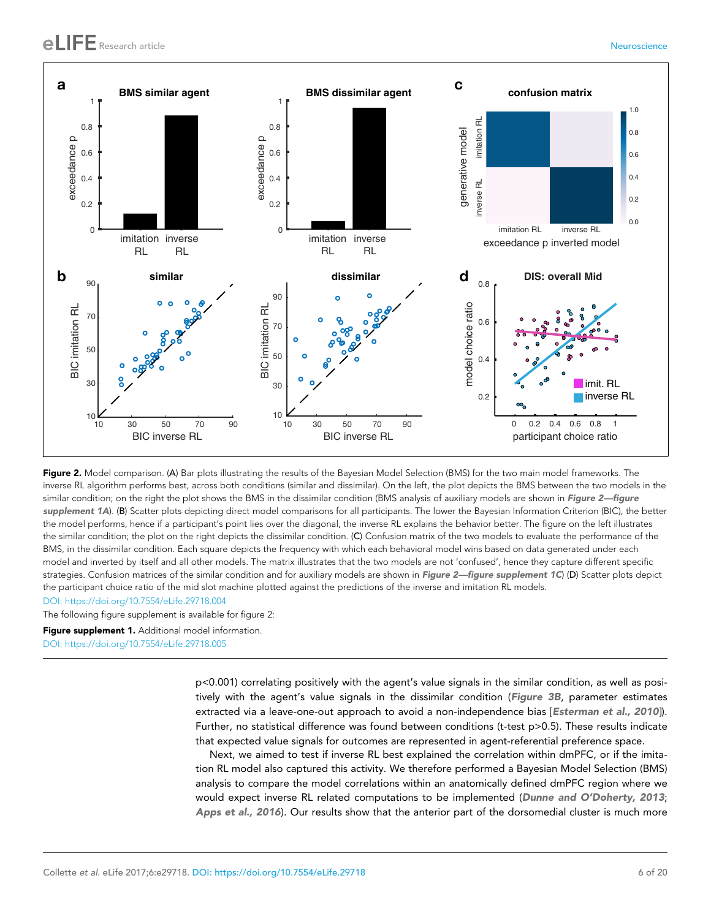**Figure 2.** Model comparison. (A) Bar plots illustrating the results of the Bayesian Model Selection (BMS) for the two main model frameworks. The inverse RL algorithm performs best, across both conditions (similar and dissimilar). On the left, the plot depicts the BMS between the two models in the similar condition; on the right the plot shows the BMS in the dissimilar condition (BMS analysis of auxiliary models are shown in ***Figure 2—figure supplement 1A***). (B) Scatter plots depicting direct model comparisons for all participants. The lower the Bayesian Information Criterion (BIC), the better the model performs, hence if a participant's point lies over the diagonal, the inverse RL explains the behavior better. The figure on the left illustrates the similar condition; the plot on the right depicts the dissimilar condition. (C) Confusion matrix of the two models to evaluate the performance of the BMS, in the dissimilar condition. Each square depicts the frequency with which each behavioral model wins based on data generated under each model and inverted by itself and all other models. The matrix illustrates that the two models are not 'confused', hence they capture different specific strategies. Confusion matrices of the similar condition and for auxiliary models are shown in ***Figure 2—figure supplement 1C***) (D) Scatter plots depict the participant choice ratio of the mid slot machine plotted against the predictions of the inverse and imitation RL models.

DOI: https://doi.org/10.7554/eLife.29718.004

The following figure supplement is available for figure 2:

**Figure supplement 1.** Additional model information.

DOI: https://doi.org/10.7554/eLife.29718.005

$p<0.001$) correlating positively with the agent's value signals in the similar condition, as well as positively with the agent's value signals in the dissimilar condition (***Figure 3B***, parameter estimates extracted via a leave-one-out approach to avoid a non-independence bias [***Esterman et al., 2010***]). Further, no statistical difference was found between conditions (t-test $p>0.5$). These results indicate that expected value signals for outcomes are represented in agent-referential preference space.

Next, we aimed to test if inverse RL best explained the correlation within dmPFC, or if the imitation RL model also captured this activity. We therefore performed a Bayesian Model Selection (BMS) analysis to compare the model correlations within an anatomically defined dmPFC region where we would expect inverse RL related computations to be implemented (***Dunne and O'Doherty, 2013***; ***Apps et al., 2016***). Our results show that the anterior part of the dorsomedial cluster is much more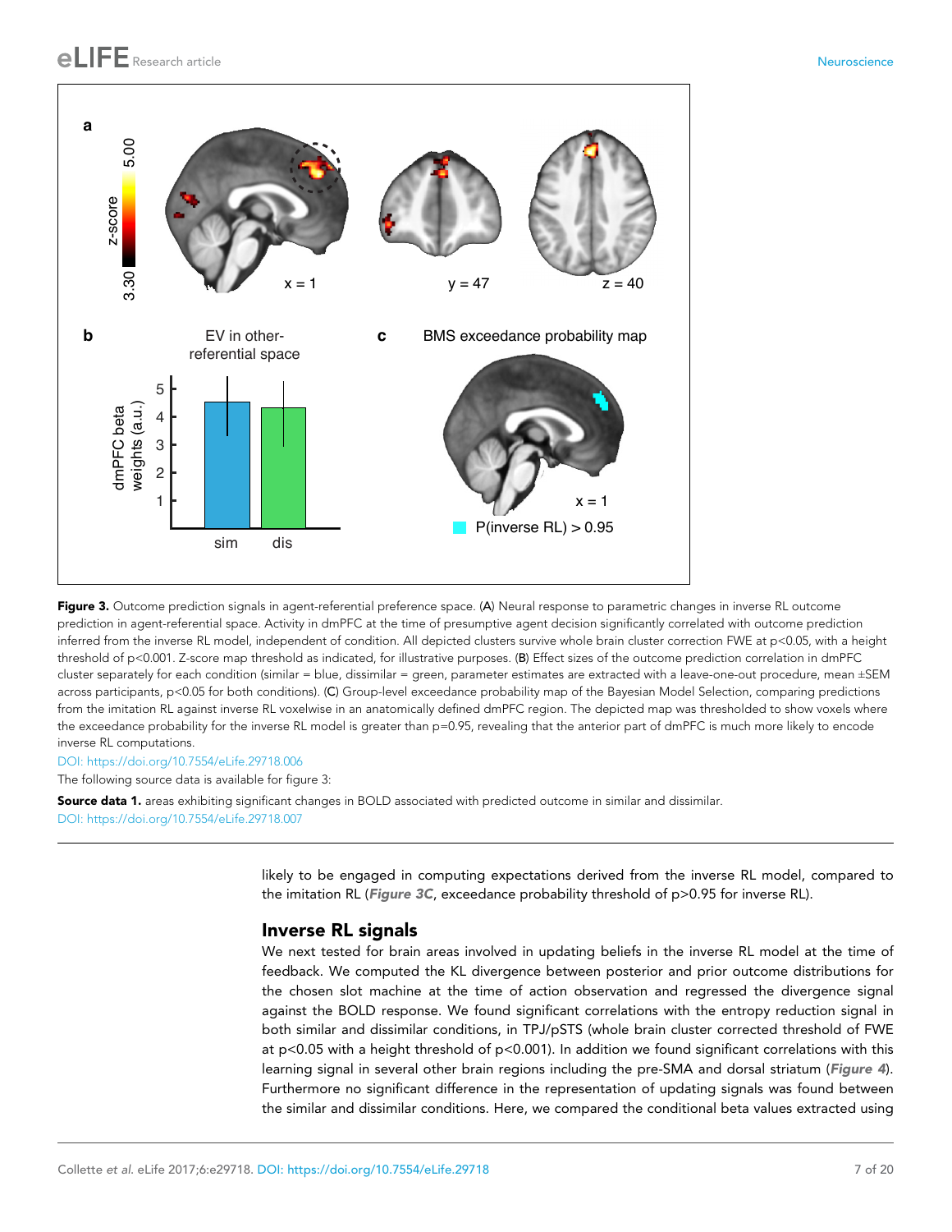**Figure 3.** Outcome prediction signals in agent-referential preference space. (**A**) Neural response to parametric changes in inverse RL outcome prediction in agent-referential space. Activity in dmPFC at the time of presumptive agent decision significantly correlated with outcome prediction inferred from the inverse RL model, independent of condition. All depicted clusters survive whole brain cluster correction FWE at $p<0.05$, with a height threshold of $p<0.001$. Z-score map threshold as indicated, for illustrative purposes. (**B**) Effect sizes of the outcome prediction correlation in dmPFC cluster separately for each condition (similar = blue, dissimilar = green, parameter estimates are extracted with a leave-one-out procedure, mean ±SEM across participants, $p<0.05$ for both conditions). (**C**) Group-level exceedance probability map of the Bayesian Model Selection, comparing predictions from the imitation RL against inverse RL voxelwise in an anatomically defined dmPFC region. The depicted map was thresholded to show voxels where the exceedance probability for the inverse RL model is greater than $p=0.95$, revealing that the anterior part of dmPFC is much more likely to encode inverse RL computations.

DOI: https://doi.org/10.7554/eLife.29718.006

The following source data is available for figure 3:

**Source data 1.** areas exhibiting significant changes in BOLD associated with predicted outcome in similar and dissimilar.
DOI: https://doi.org/10.7554/eLife.29718.007

likely to be engaged in computing expectations derived from the inverse RL model, compared to the imitation RL (***Figure 3C***, exceedance probability threshold of $p>0.95$ for inverse RL).

## Inverse RL signals

We next tested for brain areas involved in updating beliefs in the inverse RL model at the time of feedback. We computed the KL divergence between posterior and prior outcome distributions for the chosen slot machine at the time of action observation and regressed the divergence signal against the BOLD response. We found significant correlations with the entropy reduction signal in both similar and dissimilar conditions, in TPJ/pSTS (whole brain cluster corrected threshold of FWE at $p<0.05$ with a height threshold of $p<0.001$). In addition we found significant correlations with this learning signal in several other brain regions including the pre-SMA and dorsal striatum (***Figure 4***). Furthermore no significant difference in the representation of updating signals was found between the similar and dissimilar conditions. Here, we compared the conditional beta values extracted using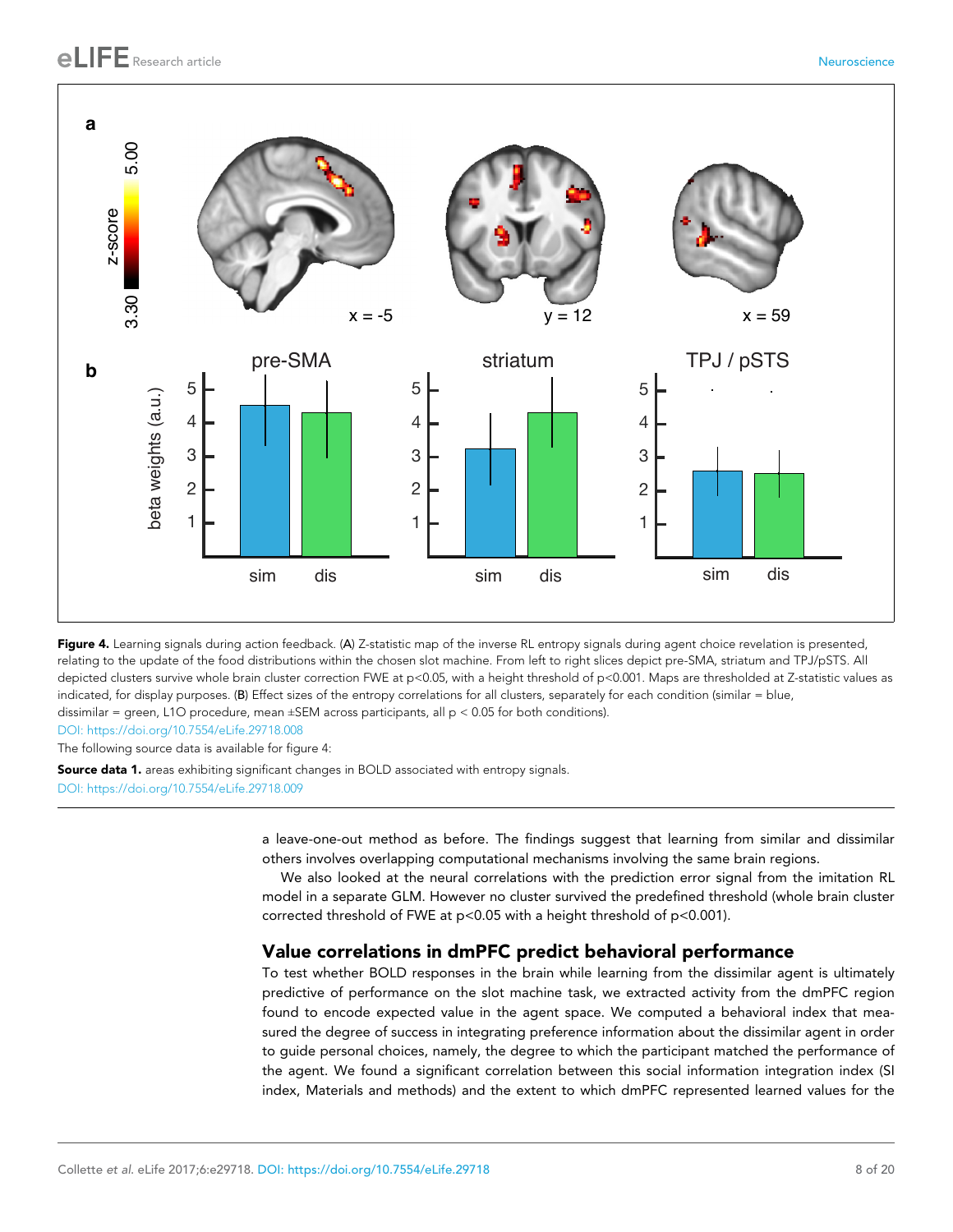**Figure 4.** Learning signals during action feedback. (**A**) Z-statistic map of the inverse RL entropy signals during agent choice revelation is presented, relating to the update of the food distributions within the chosen slot machine. From left to right slices depict pre-SMA, striatum and TPJ/pSTS. All depicted clusters survive whole brain cluster correction FWE at $p<0.05$, with a height threshold of $p<0.001$. Maps are thresholded at Z-statistic values as indicated, for display purposes. (**B**) Effect sizes of the entropy correlations for all clusters, separately for each condition (similar = blue, dissimilar = green, L1O procedure, mean ±SEM across participants, all $p < 0.05$ for both conditions).

DOI: https://doi.org/10.7554/eLife.29718.008

The following source data is available for figure 4:

**Source data 1.** areas exhibiting significant changes in BOLD associated with entropy signals.

DOI: https://doi.org/10.7554/eLife.29718.009

a leave-one-out method as before. The findings suggest that learning from similar and dissimilar others involves overlapping computational mechanisms involving the same brain regions.

We also looked at the neural correlations with the prediction error signal from the imitation RL model in a separate GLM. However no cluster survived the predefined threshold (whole brain cluster corrected threshold of FWE at $p<0.05$ with a height threshold of $p<0.001$).

## Value correlations in dmPFC predict behavioral performance

To test whether BOLD responses in the brain while learning from the dissimilar agent is ultimately predictive of performance on the slot machine task, we extracted activity from the dmPFC region found to encode expected value in the agent space. We computed a behavioral index that measured the degree of success in integrating preference information about the dissimilar agent in order to guide personal choices, namely, the degree to which the participant matched the performance of the agent. We found a significant correlation between this social information integration index (SI index, Materials and methods) and the extent to which dmPFC represented learned values for the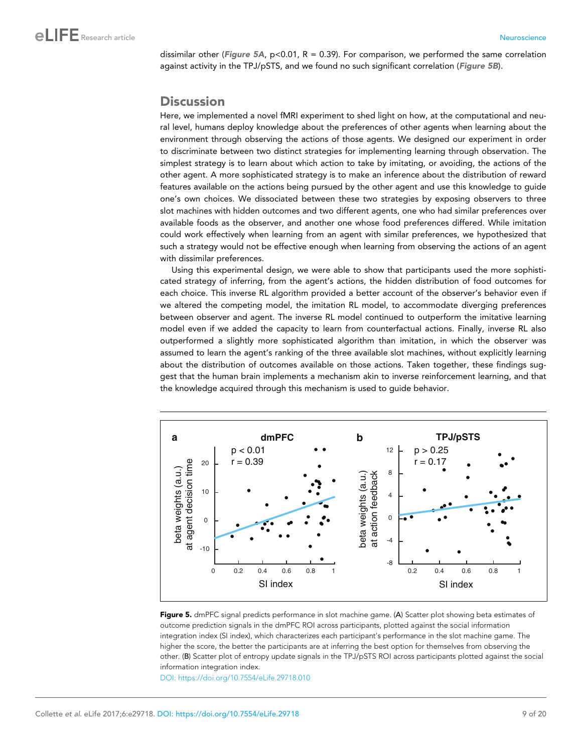dissimilar other (**Figure 5A**, $p<0.01$, $R = 0.39$). For comparison, we performed the same correlation against activity in the TPJ/pSTS, and we found no such significant correlation (**Figure 5B**).

## Discussion

Here, we implemented a novel fMRI experiment to shed light on how, at the computational and neural level, humans deploy knowledge about the preferences of other agents when learning about the environment through observing the actions of those agents. We designed our experiment in order to discriminate between two distinct strategies for implementing learning through observation. The simplest strategy is to learn about which action to take by imitating, or avoiding, the actions of the other agent. A more sophisticated strategy is to make an inference about the distribution of reward features available on the actions being pursued by the other agent and use this knowledge to guide one's own choices. We dissociated between these two strategies by exposing observers to three slot machines with hidden outcomes and two different agents, one who had similar preferences over available foods as the observer, and another one whose food preferences differed. While imitation could work effectively when learning from an agent with similar preferences, we hypothesized that such a strategy would not be effective enough when learning from observing the actions of an agent with dissimilar preferences.

Using this experimental design, we were able to show that participants used the more sophisticated strategy of inferring, from the agent's actions, the hidden distribution of food outcomes for each choice. This inverse RL algorithm provided a better account of the observer's behavior even if we altered the competing model, the imitation RL model, to accommodate diverging preferences between observer and agent. The inverse RL model continued to outperform the imitative learning model even if we added the capacity to learn from counterfactual actions. Finally, inverse RL also outperformed a slightly more sophisticated algorithm than imitation, in which the observer was assumed to learn the agent's ranking of the three available slot machines, without explicitly learning about the distribution of outcomes available on those actions. Taken together, these findings suggest that the human brain implements a mechanism akin to inverse reinforcement learning, and that the knowledge acquired through this mechanism is used to guide behavior.

**Figure 5.** dmPFC signal predicts performance in slot machine game. (**A**) Scatter plot showing beta estimates of outcome prediction signals in the dmPFC ROI across participants, plotted against the social information integration index (SI index), which characterizes each participant's performance in the slot machine game. The higher the score, the better the participants are at inferring the best option for themselves from observing the other. (**B**) Scatter plot of entropy update signals in the TPJ/pSTS ROI across participants plotted against the social information integration index.

DOI: https://doi.org/10.7554/eLife.29718.010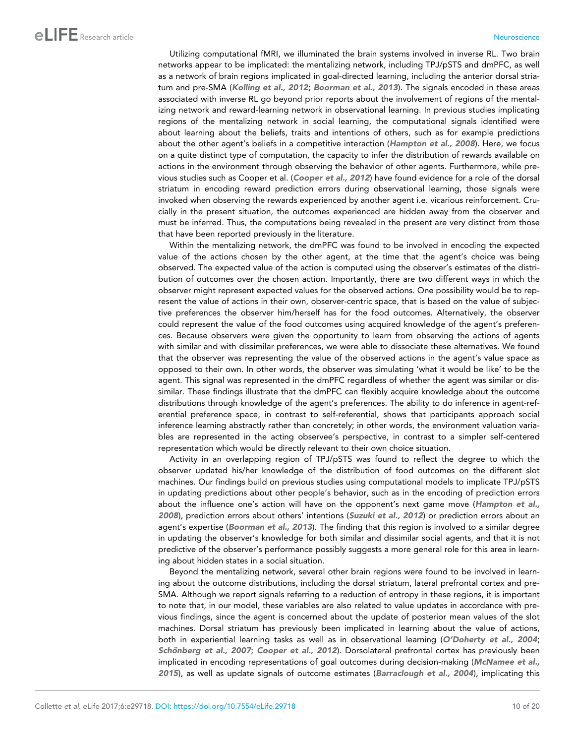Utilizing computational fMRI, we illuminated the brain systems involved in inverse RL. Two brain networks appear to be implicated: the mentalizing network, including TPJ/pSTS and dmPFC, as well as a network of brain regions implicated in goal-directed learning, including the anterior dorsal striatum and pre-SMA (*Kolling et al., 2012*; *Boorman et al., 2013*). The signals encoded in these areas associated with inverse RL go beyond prior reports about the involvement of regions of the mentalizing network and reward-learning network in observational learning. In previous studies implicating regions of the mentalizing network in social learning, the computational signals identified were about learning about the beliefs, traits and intentions of others, such as for example predictions about the other agent's beliefs in a competitive interaction (*Hampton et al., 2008*). Here, we focus on a quite distinct type of computation, the capacity to infer the distribution of rewards available on actions in the environment through observing the behavior of other agents. Furthermore, while previous studies such as Cooper et al. (*Cooper et al., 2012*) have found evidence for a role of the dorsal striatum in encoding reward prediction errors during observational learning, those signals were invoked when observing the rewards experienced by another agent i.e. vicarious reinforcement. Crucially in the present situation, the outcomes experienced are hidden away from the observer and must be inferred. Thus, the computations being revealed in the present are very distinct from those that have been reported previously in the literature.

Within the mentalizing network, the dmPFC was found to be involved in encoding the expected value of the actions chosen by the other agent, at the time that the agent's choice was being observed. The expected value of the action is computed using the observer's estimates of the distribution of outcomes over the chosen action. Importantly, there are two different ways in which the observer might represent expected values for the observed actions. One possibility would be to represent the value of actions in their own, observer-centric space, that is based on the value of subjective preferences the observer him/herself has for the food outcomes. Alternatively, the observer could represent the value of the food outcomes using acquired knowledge of the agent's preferences. Because observers were given the opportunity to learn from observing the actions of agents with similar and with dissimilar preferences, we were able to dissociate these alternatives. We found that the observer was representing the value of the observed actions in the agent's value space as opposed to their own. In other words, the observer was simulating 'what it would be like' to be the agent. This signal was represented in the dmPFC regardless of whether the agent was similar or dissimilar. These findings illustrate that the dmPFC can flexibly acquire knowledge about the outcome distributions through knowledge of the agent's preferences. The ability to do inference in agent-referential preference space, in contrast to self-referential, shows that participants approach social inference learning abstractly rather than concretely; in other words, the environment valuation variables are represented in the acting observee's perspective, in contrast to a simpler self-centered representation which would be directly relevant to their own choice situation.

Activity in an overlapping region of TPJ/pSTS was found to reflect the degree to which the observer updated his/her knowledge of the distribution of food outcomes on the different slot machines. Our findings build on previous studies using computational models to implicate TPJ/pSTS in updating predictions about other people's behavior, such as in the encoding of prediction errors about the influence one's action will have on the opponent's next game move (*Hampton et al., 2008*), prediction errors about others' intentions (*Suzuki et al., 2012*) or prediction errors about an agent's expertise (*Boorman et al., 2013*). The finding that this region is involved to a similar degree in updating the observer's knowledge for both similar and dissimilar social agents, and that it is not predictive of the observer's performance possibly suggests a more general role for this area in learning about hidden states in a social situation.

Beyond the mentalizing network, several other brain regions were found to be involved in learning about the outcome distributions, including the dorsal striatum, lateral prefrontal cortex and pre-SMA. Although we report signals referring to a reduction of entropy in these regions, it is important to note that, in our model, these variables are also related to value updates in accordance with previous findings, since the agent is concerned about the update of posterior mean values of the slot machines. Dorsal striatum has previously been implicated in learning about the value of actions, both in experiential learning tasks as well as in observational learning (*O'Doherty et al., 2004*; *Schönberg et al., 2007*; *Cooper et al., 2012*). Dorsolateral prefrontal cortex has previously been implicated in encoding representations of goal outcomes during decision-making (*McNamee et al., 2015*), as well as update signals of outcome estimates (*Barraclough et al., 2004*), implicating this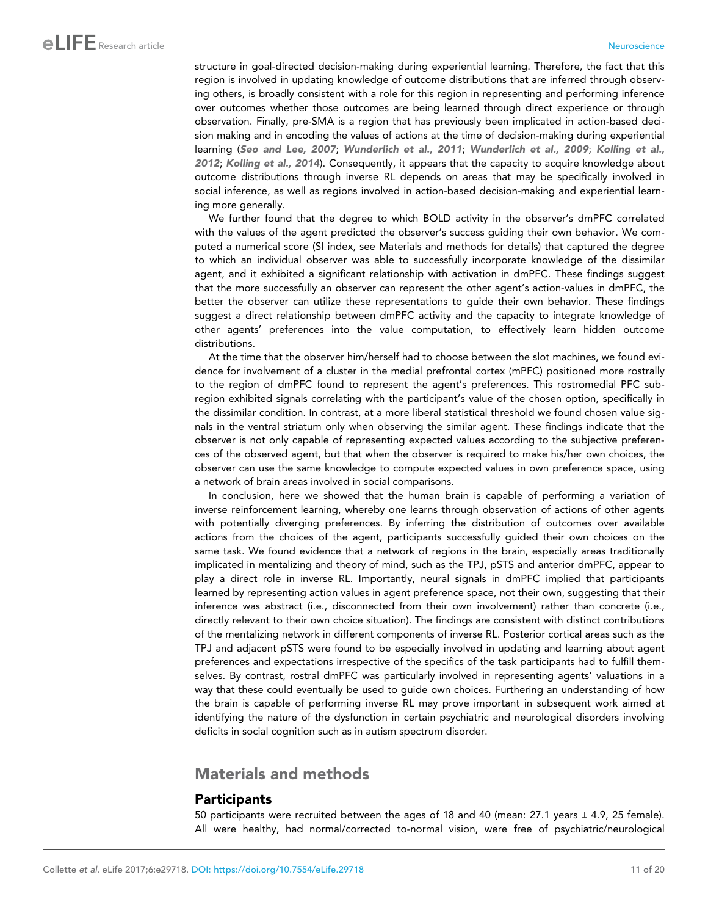structure in goal-directed decision-making during experiential learning. Therefore, the fact that this region is involved in updating knowledge of outcome distributions that are inferred through observing others, is broadly consistent with a role for this region in representing and performing inference over outcomes whether those outcomes are being learned through direct experience or through observation. Finally, pre-SMA is a region that has previously been implicated in action-based decision making and in encoding the values of actions at the time of decision-making during experiential learning (*Seo and Lee, 2007*; *Wunderlich et al., 2011*; *Wunderlich et al., 2009*; *Kolling et al., 2012*; *Kolling et al., 2014*). Consequently, it appears that the capacity to acquire knowledge about outcome distributions through inverse RL depends on areas that may be specifically involved in social inference, as well as regions involved in action-based decision-making and experiential learning more generally.

We further found that the degree to which BOLD activity in the observer's dmPFC correlated with the values of the agent predicted the observer's success guiding their own behavior. We computed a numerical score (SI index, see Materials and methods for details) that captured the degree to which an individual observer was able to successfully incorporate knowledge of the dissimilar agent, and it exhibited a significant relationship with activation in dmPFC. These findings suggest that the more successfully an observer can represent the other agent's action-values in dmPFC, the better the observer can utilize these representations to guide their own behavior. These findings suggest a direct relationship between dmPFC activity and the capacity to integrate knowledge of other agents' preferences into the value computation, to effectively learn hidden outcome distributions.

At the time that the observer him/herself had to choose between the slot machines, we found evidence for involvement of a cluster in the medial prefrontal cortex (mPFC) positioned more rostrally to the region of dmPFC found to represent the agent's preferences. This rostromedial PFC subregion exhibited signals correlating with the participant's value of the chosen option, specifically in the dissimilar condition. In contrast, at a more liberal statistical threshold we found chosen value signals in the ventral striatum only when observing the similar agent. These findings indicate that the observer is not only capable of representing expected values according to the subjective preferences of the observed agent, but that when the observer is required to make his/her own choices, the observer can use the same knowledge to compute expected values in own preference space, using a network of brain areas involved in social comparisons.

In conclusion, here we showed that the human brain is capable of performing a variation of inverse reinforcement learning, whereby one learns through observation of actions of other agents with potentially diverging preferences. By inferring the distribution of outcomes over available actions from the choices of the agent, participants successfully guided their own choices on the same task. We found evidence that a network of regions in the brain, especially areas traditionally implicated in mentalizing and theory of mind, such as the TPJ, pSTS and anterior dmPFC, appear to play a direct role in inverse RL. Importantly, neural signals in dmPFC implied that participants learned by representing action values in agent preference space, not their own, suggesting that their inference was abstract (i.e., disconnected from their own involvement) rather than concrete (i.e., directly relevant to their own choice situation). The findings are consistent with distinct contributions of the mentalizing network in different components of inverse RL. Posterior cortical areas such as the TPJ and adjacent pSTS were found to be especially involved in updating and learning about agent preferences and expectations irrespective of the specifics of the task participants had to fulfill themselves. By contrast, rostral dmPFC was particularly involved in representing agents' valuations in a way that these could eventually be used to guide own choices. Furthering an understanding of how the brain is capable of performing inverse RL may prove important in subsequent work aimed at identifying the nature of the dysfunction in certain psychiatric and neurological disorders involving deficits in social cognition such as in autism spectrum disorder.

## Materials and methods

### Participants

50 participants were recruited between the ages of 18 and 40 (mean: 27.1 years ± 4.9, 25 female). All were healthy, had normal/corrected to-normal vision, were free of psychiatric/neurological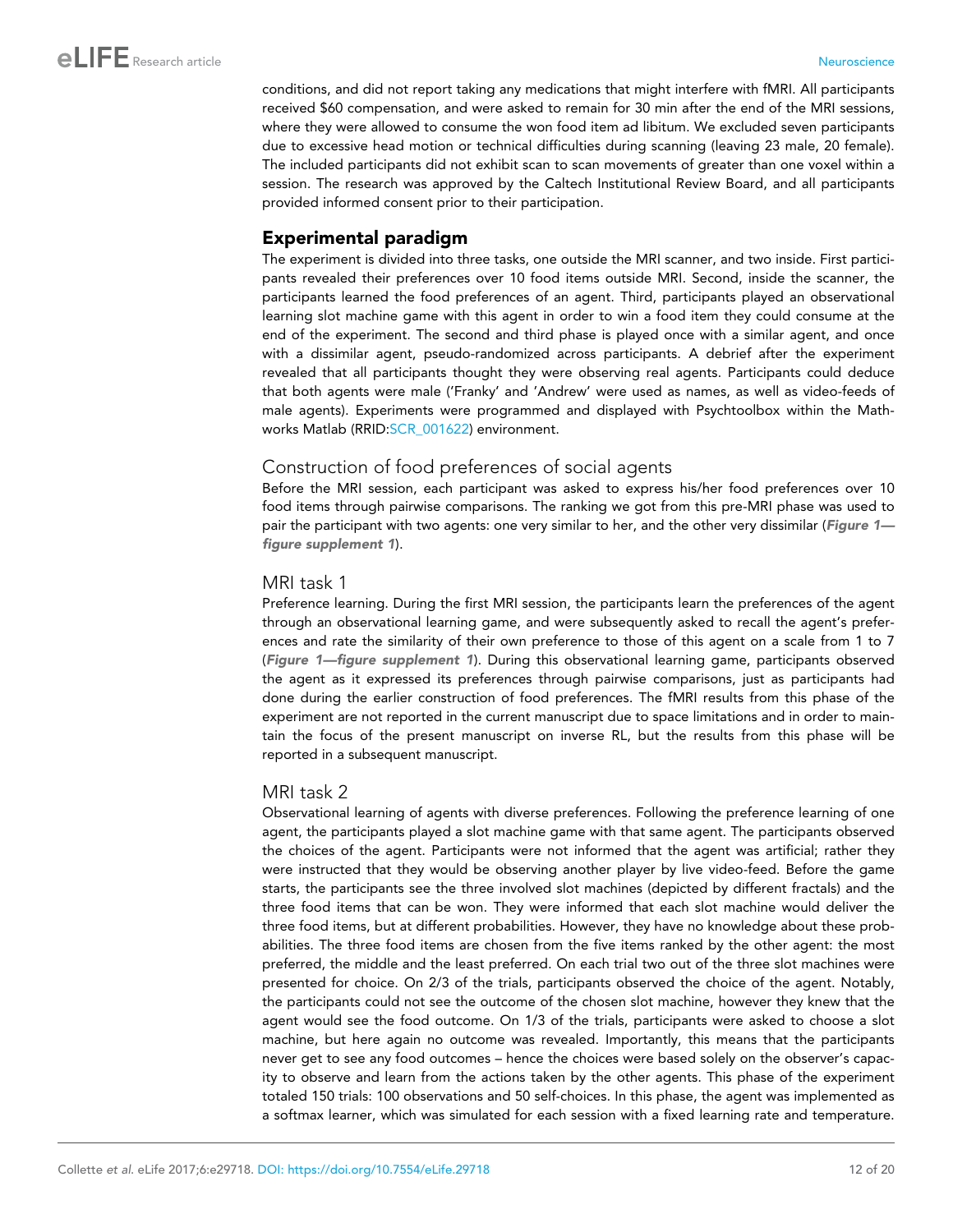conditions, and did not report taking any medications that might interfere with fMRI. All participants received $60 compensation, and were asked to remain for 30 min after the end of the MRI sessions, where they were allowed to consume the won food item ad libitum. We excluded seven participants due to excessive head motion or technical difficulties during scanning (leaving 23 male, 20 female). The included participants did not exhibit scan to scan movements of greater than one voxel within a session. The research was approved by the Caltech Institutional Review Board, and all participants provided informed consent prior to their participation.

## Experimental paradigm

The experiment is divided into three tasks, one outside the MRI scanner, and two inside. First participants revealed their preferences over 10 food items outside MRI. Second, inside the scanner, the participants learned the food preferences of an agent. Third, participants played an observational learning slot machine game with this agent in order to win a food item they could consume at the end of the experiment. The second and third phase is played once with a similar agent, and once with a dissimilar agent, pseudo-randomized across participants. A debrief after the experiment revealed that all participants thought they were observing real agents. Participants could deduce that both agents were male ('Franky' and 'Andrew' were used as names, as well as video-feeds of male agents). Experiments were programmed and displayed with Psychtoolbox within the Mathworks Matlab (RRID:SCR_001622) environment.

### Construction of food preferences of social agents

Before the MRI session, each participant was asked to express his/her food preferences over 10 food items through pairwise comparisons. The ranking we got from this pre-MRI phase was used to pair the participant with two agents: one very similar to her, and the other very dissimilar (***Figure 1—figure supplement 1***).

### MRI task 1

Preference learning. During the first MRI session, the participants learn the preferences of the agent through an observational learning game, and were subsequently asked to recall the agent's preferences and rate the similarity of their own preference to those of this agent on a scale from 1 to 7 (***Figure 1—figure supplement 1***). During this observational learning game, participants observed the agent as it expressed its preferences through pairwise comparisons, just as participants had done during the earlier construction of food preferences. The fMRI results from this phase of the experiment are not reported in the current manuscript due to space limitations and in order to maintain the focus of the present manuscript on inverse RL, but the results from this phase will be reported in a subsequent manuscript.

### MRI task 2

Observational learning of agents with diverse preferences. Following the preference learning of one agent, the participants played a slot machine game with that same agent. The participants observed the choices of the agent. Participants were not informed that the agent was artificial; rather they were instructed that they would be observing another player by live video-feed. Before the game starts, the participants see the three involved slot machines (depicted by different fractals) and the three food items that can be won. They were informed that each slot machine would deliver the three food items, but at different probabilities. However, they have no knowledge about these probabilities. The three food items are chosen from the five items ranked by the other agent: the most preferred, the middle and the least preferred. On each trial two out of the three slot machines were presented for choice. On 2/3 of the trials, participants observed the choice of the agent. Notably, the participants could not see the outcome of the chosen slot machine, however they knew that the agent would see the food outcome. On 1/3 of the trials, participants were asked to choose a slot machine, but here again no outcome was revealed. Importantly, this means that the participants never get to see any food outcomes – hence the choices were based solely on the observer's capacity to observe and learn from the actions taken by the other agents. This phase of the experiment totaled 150 trials: 100 observations and 50 self-choices. In this phase, the agent was implemented as a softmax learner, which was simulated for each session with a fixed learning rate and temperature.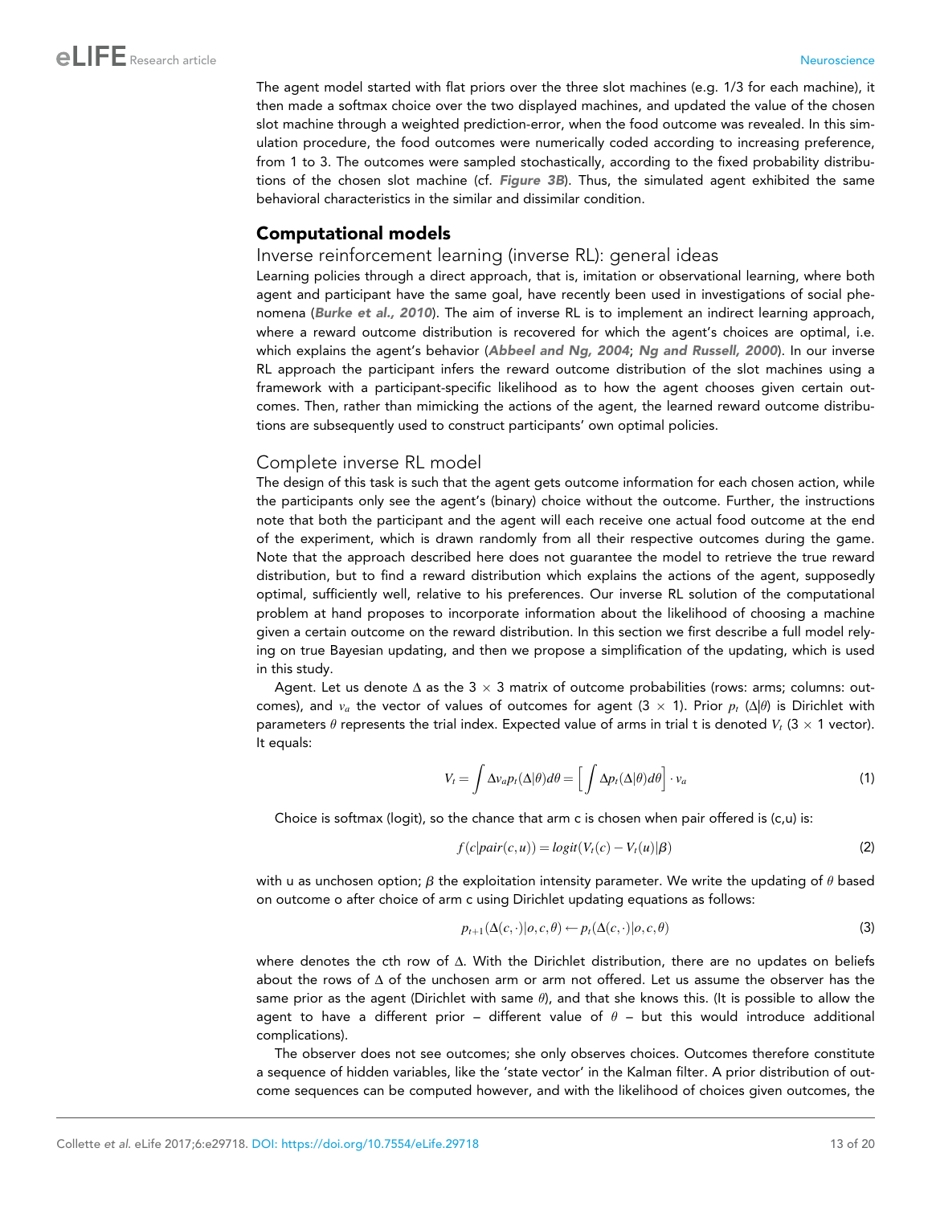The agent model started with flat priors over the three slot machines (e.g. 1/3 for each machine), it then made a softmax choice over the two displayed machines, and updated the value of the chosen slot machine through a weighted prediction-error, when the food outcome was revealed. In this simulation procedure, the food outcomes were numerically coded according to increasing preference, from 1 to 3. The outcomes were sampled stochastically, according to the fixed probability distributions of the chosen slot machine (cf. ***Figure 3B***). Thus, the simulated agent exhibited the same behavioral characteristics in the similar and dissimilar condition.

## Computational models

### Inverse reinforcement learning (inverse RL): general ideas

Learning policies through a direct approach, that is, imitation or observational learning, where both agent and participant have the same goal, have recently been used in investigations of social phenomena (***Burke et al., 2010***). The aim of inverse RL is to implement an indirect learning approach, where a reward outcome distribution is recovered for which the agent's choices are optimal, i.e. which explains the agent's behavior (***Abbeel and Ng, 2004***; ***Ng and Russell, 2000***). In our inverse RL approach the participant infers the reward outcome distribution of the slot machines using a framework with a participant-specific likelihood as to how the agent chooses given certain outcomes. Then, rather than mimicking the actions of the agent, the learned reward outcome distributions are subsequently used to construct participants' own optimal policies.

### Complete inverse RL model

The design of this task is such that the agent gets outcome information for each chosen action, while the participants only see the agent's (binary) choice without the outcome. Further, the instructions note that both the participant and the agent will each receive one actual food outcome at the end of the experiment, which is drawn randomly from all their respective outcomes during the game. Note that the approach described here does not guarantee the model to retrieve the true reward distribution, but to find a reward distribution which explains the actions of the agent, supposedly optimal, sufficiently well, relative to his preferences. Our inverse RL solution of the computational problem at hand proposes to incorporate information about the likelihood of choosing a machine given a certain outcome on the reward distribution. In this section we first describe a full model relying on true Bayesian updating, and then we propose a simplification of the updating, which is used in this study.

Agent. Let us denote $\Delta$ as the 3 × 3 matrix of outcome probabilities (rows: arms; columns: outcomes), and $v_a$ the vector of values of outcomes for agent (3 × 1). Prior $p_t(\Delta|\theta)$ is Dirichlet with parameters $\theta$ represents the trial index. Expected value of arms in trial t is denoted $V_t$ (3 × 1 vector). It equals:

$$V_t = \int \Delta v_a p_t(\Delta|\theta) d\theta = \left[ \int \Delta p_t(\Delta|\theta) d\theta \right] \cdot v_a \tag{1}$$

Choice is softmax (logit), so the chance that arm c is chosen when pair offered is (c,u) is:

$$f(c|pair(c,u)) = logit(V_t(c) - V_t(u)|\beta) \tag{2}$$

with u as unchosen option; $\beta$ the exploitation intensity parameter. We write the updating of $\theta$ based on outcome o after choice of arm c using Dirichlet updating equations as follows:

$$p_{t+1}(\Delta(c,\cdot)|o,c,\theta) \leftarrow p_t(\Delta(c,\cdot)|o,c,\theta) \tag{3}$$

where denotes the cth row of $\Delta$. With the Dirichlet distribution, there are no updates on beliefs about the rows of $\Delta$ of the unchosen arm or arm not offered. Let us assume the observer has the same prior as the agent (Dirichlet with same $\theta$), and that she knows this. (It is possible to allow the agent to have a different prior – different value of $\theta$ – but this would introduce additional complications).

The observer does not see outcomes; she only observes choices. Outcomes therefore constitute a sequence of hidden variables, like the 'state vector' in the Kalman filter. A prior distribution of outcome sequences can be computed however, and with the likelihood of choices given outcomes, the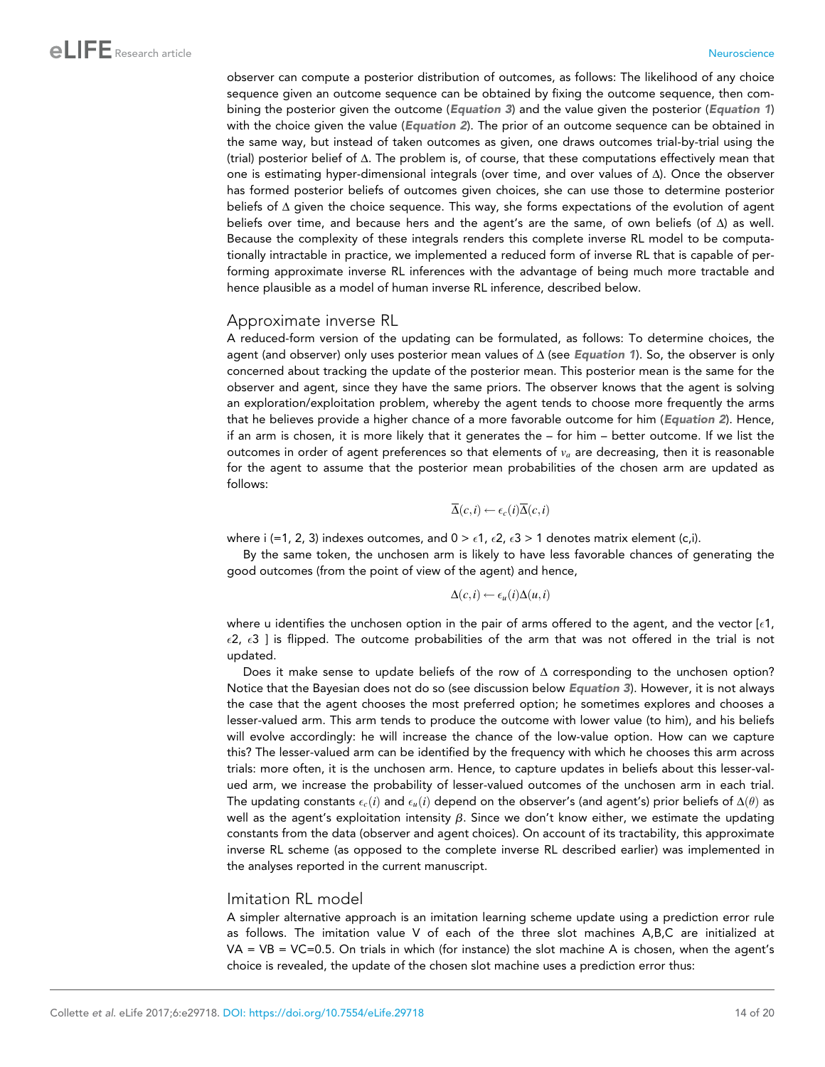observer can compute a posterior distribution of outcomes, as follows: The likelihood of any choice sequence given an outcome sequence can be obtained by fixing the outcome sequence, then combining the posterior given the outcome (**Equation 3**) and the value given the posterior (**Equation 1**) with the choice given the value (**Equation 2**). The prior of an outcome sequence can be obtained in the same way, but instead of taken outcomes as given, one draws outcomes trial-by-trial using the (trial) posterior belief of Δ. The problem is, of course, that these computations effectively mean that one is estimating hyper-dimensional integrals (over time, and over values of Δ). Once the observer has formed posterior beliefs of outcomes given choices, she can use those to determine posterior beliefs of Δ given the choice sequence. This way, she forms expectations of the evolution of agent beliefs over time, and because hers and the agent's are the same, of own beliefs (of Δ) as well. Because the complexity of these integrals renders this complete inverse RL model to be computationally intractable in practice, we implemented a reduced form of inverse RL that is capable of performing approximate inverse RL inferences with the advantage of being much more tractable and hence plausible as a model of human inverse RL inference, described below.

## Approximate inverse RL

A reduced-form version of the updating can be formulated, as follows: To determine choices, the agent (and observer) only uses posterior mean values of Δ (see **Equation 1**). So, the observer is only concerned about tracking the update of the posterior mean. This posterior mean is the same for the observer and agent, since they have the same priors. The observer knows that the agent is solving an exploration/exploitation problem, whereby the agent tends to choose more frequently the arms that he believes provide a higher chance of a more favorable outcome for him (**Equation 2**). Hence, if an arm is chosen, it is more likely that it generates the – for him – better outcome. If we list the outcomes in order of agent preferences so that elements of $v_a$ are decreasing, then it is reasonable for the agent to assume that the posterior mean probabilities of the chosen arm are updated as follows:

$$\overline{\Delta}(c,i) \leftarrow \epsilon_c(i)\overline{\Delta}(c,i)$$

where i (=1, 2, 3) indexes outcomes, and $0 > \epsilon 1$, $\epsilon 2$, $\epsilon 3 > 1$ denotes matrix element (c,i).

By the same token, the unchosen arm is likely to have less favorable chances of generating the good outcomes (from the point of view of the agent) and hence,

$$\Delta(c,i) \leftarrow \epsilon_u(i)\Delta(u,i)$$

where u identifies the unchosen option in the pair of arms offered to the agent, and the vector [$\epsilon 1$, $\epsilon 2$, $\epsilon 3$ ] is flipped. The outcome probabilities of the arm that was not offered in the trial is not updated.

Does it make sense to update beliefs of the row of Δ corresponding to the unchosen option? Notice that the Bayesian does not do so (see discussion below **Equation 3**). However, it is not always the case that the agent chooses the most preferred option; he sometimes explores and chooses a lesser-valued arm. This arm tends to produce the outcome with lower value (to him), and his beliefs will evolve accordingly: he will increase the chance of the low-value option. How can we capture this? The lesser-valued arm can be identified by the frequency with which he chooses this arm across trials: more often, it is the unchosen arm. Hence, to capture updates in beliefs about this lesser-valued arm, we increase the probability of lesser-valued outcomes of the unchosen arm in each trial. The updating constants $\epsilon_c(i)$ and $\epsilon_u(i)$ depend on the observer's (and agent's) prior beliefs of $\Delta(\theta)$ as well as the agent's exploitation intensity $\beta$. Since we don't know either, we estimate the updating constants from the data (observer and agent choices). On account of its tractability, this approximate inverse RL scheme (as opposed to the complete inverse RL described earlier) was implemented in the analyses reported in the current manuscript.

## Imitation RL model

A simpler alternative approach is an imitation learning scheme update using a prediction error rule as follows. The imitation value V of each of the three slot machines A,B,C are initialized at VA = VB = VC=0.5. On trials in which (for instance) the slot machine A is chosen, when the agent's choice is revealed, the update of the chosen slot machine uses a prediction error thus: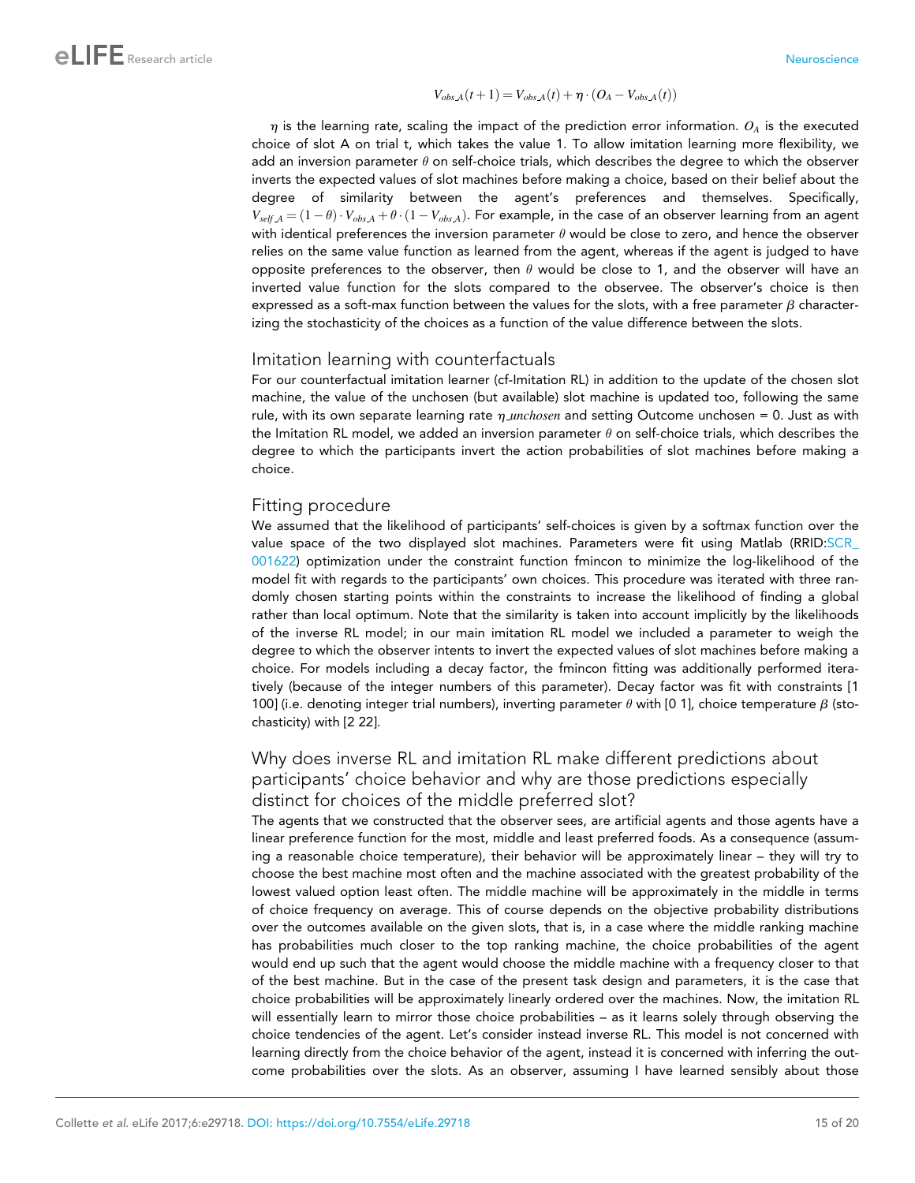$$V_{obs\_A}(t+1) = V_{obs\_A}(t) + \eta \cdot (O_A - V_{obs\_A}(t))$$

$\eta$ is the learning rate, scaling the impact of the prediction error information. $O_A$ is the executed choice of slot A on trial t, which takes the value 1. To allow imitation learning more flexibility, we add an inversion parameter $\theta$ on self-choice trials, which describes the degree to which the observer inverts the expected values of slot machines before making a choice, based on their belief about the degree of similarity between the agent's preferences and themselves. Specifically, $V_{self\_A} = (1-\theta) \cdot V_{obs\_A} + \theta \cdot (1 - V_{obs\_A})$. For example, in the case of an observer learning from an agent with identical preferences the inversion parameter $\theta$ would be close to zero, and hence the observer relies on the same value function as learned from the agent, whereas if the agent is judged to have opposite preferences to the observer, then $\theta$ would be close to 1, and the observer will have an inverted value function for the slots compared to the observee. The observer's choice is then expressed as a soft-max function between the values for the slots, with a free parameter $\beta$ characterizing the stochasticity of the choices as a function of the value difference between the slots.

## Imitation learning with counterfactuals

For our counterfactual imitation learner (cf-Imitation RL) in addition to the update of the chosen slot machine, the value of the unchosen (but available) slot machine is updated too, following the same rule, with its own separate learning rate $\eta\_unchosen$ and setting Outcome unchosen = 0. Just as with the Imitation RL model, we added an inversion parameter $\theta$ on self-choice trials, which describes the degree to which the participants invert the action probabilities of slot machines before making a choice.

## Fitting procedure

We assumed that the likelihood of participants' self-choices is given by a softmax function over the value space of the two displayed slot machines. Parameters were fit using Matlab (RRID:SCR_001622) optimization under the constraint function fmincon to minimize the log-likelihood of the model fit with regards to the participants' own choices. This procedure was iterated with three randomly chosen starting points within the constraints to increase the likelihood of finding a global rather than local optimum. Note that the similarity is taken into account implicitly by the likelihoods of the inverse RL model; in our main imitation RL model we included a parameter to weigh the degree to which the observer intents to invert the expected values of slot machines before making a choice. For models including a decay factor, the fmincon fitting was additionally performed iteratively (because of the integer numbers of this parameter). Decay factor was fit with constraints [1 100] (i.e. denoting integer trial numbers), inverting parameter $\theta$ with [0 1], choice temperature $\beta$ (stochasticity) with [2 22].

## Why does inverse RL and imitation RL make different predictions about participants' choice behavior and why are those predictions especially distinct for choices of the middle preferred slot?

The agents that we constructed that the observer sees, are artificial agents and those agents have a linear preference function for the most, middle and least preferred foods. As a consequence (assuming a reasonable choice temperature), their behavior will be approximately linear – they will try to choose the best machine most often and the machine associated with the greatest probability of the lowest valued option least often. The middle machine will be approximately in the middle in terms of choice frequency on average. This of course depends on the objective probability distributions over the outcomes available on the given slots, that is, in a case where the middle ranking machine has probabilities much closer to the top ranking machine, the choice probabilities of the agent would end up such that the agent would choose the middle machine with a frequency closer to that of the best machine. But in the case of the present task design and parameters, it is the case that choice probabilities will be approximately linearly ordered over the machines. Now, the imitation RL will essentially learn to mirror those choice probabilities – as it learns solely through observing the choice tendencies of the agent. Let's consider instead inverse RL. This model is not concerned with learning directly from the choice behavior of the agent, instead it is concerned with inferring the outcome probabilities over the slots. As an observer, assuming I have learned sensibly about those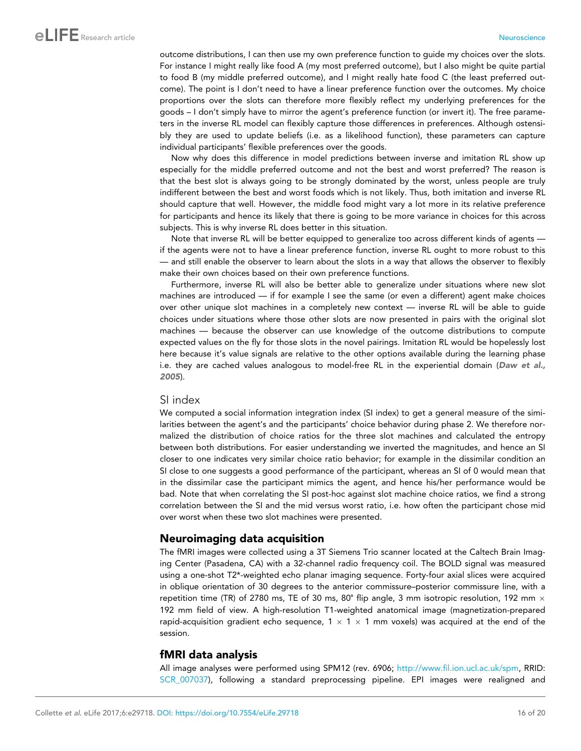outcome distributions, I can then use my own preference function to guide my choices over the slots. For instance I might really like food A (my most preferred outcome), but I also might be quite partial to food B (my middle preferred outcome), and I might really hate food C (the least preferred outcome). The point is I don't need to have a linear preference function over the outcomes. My choice proportions over the slots can therefore more flexibly reflect my underlying preferences for the goods – I don't simply have to mirror the agent's preference function (or invert it). The free parameters in the inverse RL model can flexibly capture those differences in preferences. Although ostensibly they are used to update beliefs (i.e. as a likelihood function), these parameters can capture individual participants' flexible preferences over the goods.

Now why does this difference in model predictions between inverse and imitation RL show up especially for the middle preferred outcome and not the best and worst preferred? The reason is that the best slot is always going to be strongly dominated by the worst, unless people are truly indifferent between the best and worst foods which is not likely. Thus, both imitation and inverse RL should capture that well. However, the middle food might vary a lot more in its relative preference for participants and hence its likely that there is going to be more variance in choices for this across subjects. This is why inverse RL does better in this situation.

Note that inverse RL will be better equipped to generalize too across different kinds of agents — if the agents were not to have a linear preference function, inverse RL ought to more robust to this — and still enable the observer to learn about the slots in a way that allows the observer to flexibly make their own choices based on their own preference functions.

Furthermore, inverse RL will also be better able to generalize under situations where new slot machines are introduced — if for example I see the same (or even a different) agent make choices over other unique slot machines in a completely new context — inverse RL will be able to guide choices under situations where those other slots are now presented in pairs with the original slot machines — because the observer can use knowledge of the outcome distributions to compute expected values on the fly for those slots in the novel pairings. Imitation RL would be hopelessly lost here because it's value signals are relative to the other options available during the learning phase i.e. they are cached values analogous to model-free RL in the experiential domain (**Daw et al., 2005**).

### SI index

We computed a social information integration index (SI index) to get a general measure of the similarities between the agent's and the participants' choice behavior during phase 2. We then normalized the distribution of choice ratios for the three slot machines and calculated the entropy between both distributions. For easier understanding we inverted the magnitudes, and hence an SI closer to one indicates very similar choice ratio behavior; for example in the dissimilar condition an SI close to one suggests a good performance of the participant, whereas an SI of 0 would mean that in the dissimilar case the participant mimics the agent, and hence his/her performance would be bad. Note that when correlating the SI post-hoc against slot machine choice ratios, we find a strong correlation between the SI and the mid versus worst ratio, i.e. how often the participant chose mid over worst when these two slot machines were presented.

## Neuroimaging data acquisition

The fMRI images were collected using a 3T Siemens Trio scanner located at the Caltech Brain Imaging Center (Pasadena, CA) with a 32-channel radio frequency coil. The BOLD signal was measured using a one-shot T2*-weighted echo planar imaging sequence. Forty-four axial slices were acquired in oblique orientation of 30 degrees to the anterior commissure–posterior commissure line, with a repetition time (TR) of 2780 ms, TE of 30 ms, 80° flip angle, 3 mm isotropic resolution, 192 mm $\times$ 192 mm field of view. A high-resolution T1-weighted anatomical image (magnetization-prepared rapid-acquisition gradient echo sequence, $1 \times 1 \times 1$ mm voxels) was acquired at the end of the session.

## fMRI data analysis

All image analyses were performed using SPM12 (rev. 6906; http://www.fil.ion.ucl.ac.uk/spm, RRID: SCR_007037), following a standard preprocessing pipeline. EPI images were realigned and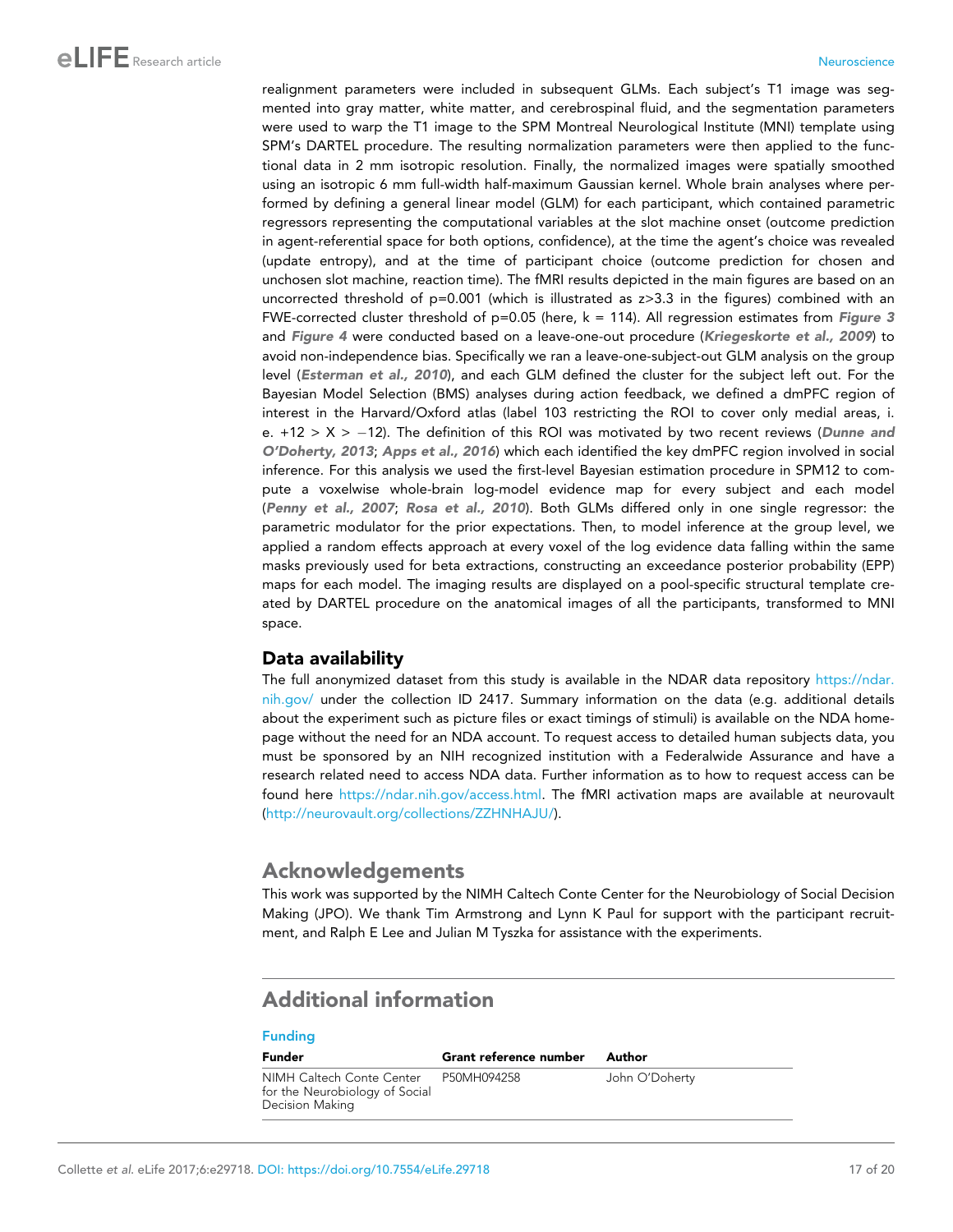realignment parameters were included in subsequent GLMs. Each subject's T1 image was segmented into gray matter, white matter, and cerebrospinal fluid, and the segmentation parameters were used to warp the T1 image to the SPM Montreal Neurological Institute (MNI) template using SPM's DARTEL procedure. The resulting normalization parameters were then applied to the functional data in 2 mm isotropic resolution. Finally, the normalized images were spatially smoothed using an isotropic 6 mm full-width half-maximum Gaussian kernel. Whole brain analyses where performed by defining a general linear model (GLM) for each participant, which contained parametric regressors representing the computational variables at the slot machine onset (outcome prediction in agent-referential space for both options, confidence), at the time the agent's choice was revealed (update entropy), and at the time of participant choice (outcome prediction for chosen and unchosen slot machine, reaction time). The fMRI results depicted in the main figures are based on an uncorrected threshold of p=0.001 (which is illustrated as z>3.3 in the figures) combined with an FWE-corrected cluster threshold of p=0.05 (here, k = 114). All regression estimates from **Figure 3** and **Figure 4** were conducted based on a leave-one-out procedure (**Kriegeskorte et al., 2009**) to avoid non-independence bias. Specifically we ran a leave-one-subject-out GLM analysis on the group level (**Esterman et al., 2010**), and each GLM defined the cluster for the subject left out. For the Bayesian Model Selection (BMS) analyses during action feedback, we defined a dmPFC region of interest in the Harvard/Oxford atlas (label 103 restricting the ROI to cover only medial areas, i. e. +12 > X > −12). The definition of this ROI was motivated by two recent reviews (**Dunne and O'Doherty, 2013**; **Apps et al., 2016**) which each identified the key dmPFC region involved in social inference. For this analysis we used the first-level Bayesian estimation procedure in SPM12 to compute a voxelwise whole-brain log-model evidence map for every subject and each model (**Penny et al., 2007**; **Rosa et al., 2010**). Both GLMs differed only in one single regressor: the parametric modulator for the prior expectations. Then, to model inference at the group level, we applied a random effects approach at every voxel of the log evidence data falling within the same masks previously used for beta extractions, constructing an exceedance posterior probability (EPP) maps for each model. The imaging results are displayed on a pool-specific structural template created by DARTEL procedure on the anatomical images of all the participants, transformed to MNI space.

## Data availability

The full anonymized dataset from this study is available in the NDAR data repository https://ndar.nih.gov/ under the collection ID 2417. Summary information on the data (e.g. additional details about the experiment such as picture files or exact timings of stimuli) is available on the NDA homepage without the need for an NDA account. To request access to detailed human subjects data, you must be sponsored by an NIH recognized institution with a Federalwide Assurance and have a research related need to access NDA data. Further information as to how to request access can be found here https://ndar.nih.gov/access.html. The fMRI activation maps are available at neurovault (http://neurovault.org/collections/ZZHNHAJU/).

# Acknowledgements

This work was supported by the NIMH Caltech Conte Center for the Neurobiology of Social Decision Making (JPO). We thank Tim Armstrong and Lynn K Paul for support with the participant recruitment, and Ralph E Lee and Julian M Tyszka for assistance with the experiments.

# Additional information

### Funding

| Funder | Grant reference number | Author |
|---|---|---|
| NIMH Caltech Conte Center for the Neurobiology of Social Decision Making | P50MH094258 | John O'Doherty |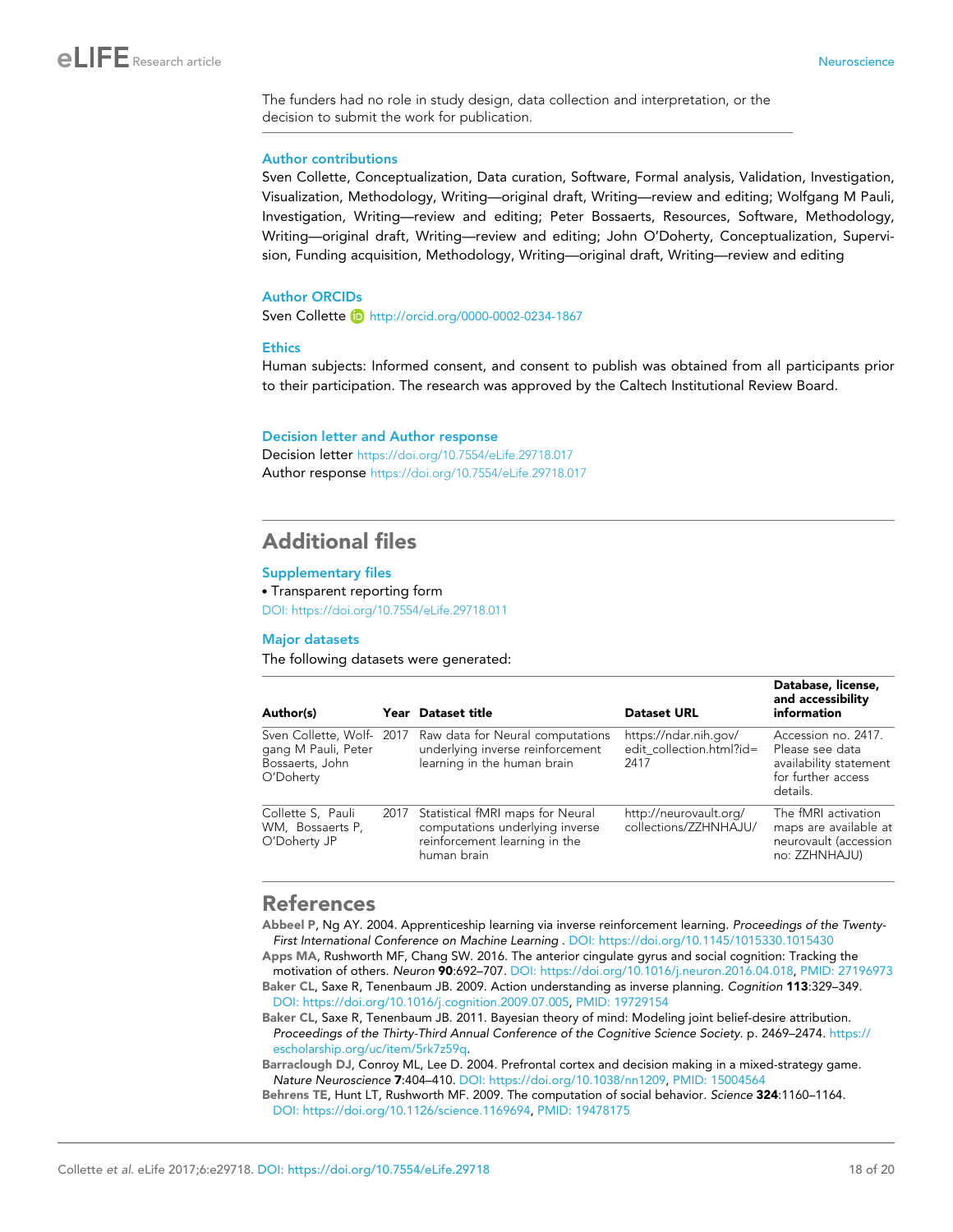The funders had no role in study design, data collection and interpretation, or the decision to submit the work for publication.

### Author contributions

Sven Collette, Conceptualization, Data curation, Software, Formal analysis, Validation, Investigation, Visualization, Methodology, Writing—original draft, Writing—review and editing; Wolfgang M Pauli, Investigation, Writing—review and editing; Peter Bossaerts, Resources, Software, Methodology, Writing—original draft, Writing—review and editing; John O'Doherty, Conceptualization, Supervision, Funding acquisition, Methodology, Writing—original draft, Writing—review and editing

### Author ORCIDs

Sven Collette http://orcid.org/0000-0002-0234-1867

### Ethics

Human subjects: Informed consent, and consent to publish was obtained from all participants prior to their participation. The research was approved by the Caltech Institutional Review Board.

### Decision letter and Author response

Decision letter https://doi.org/10.7554/eLife.29718.017
Author response https://doi.org/10.7554/eLife.29718.017

## Additional files

### Supplementary files

- Transparent reporting form

DOI: https://doi.org/10.7554/eLife.29718.011

### Major datasets

The following datasets were generated:

| Author(s) | Year | Dataset title | Dataset URL | Database, license, and accessibility information |
|---|---|---|---|---|
| Sven Collette, Wolfgang M Pauli, Peter Bossaerts, John O'Doherty | 2017 | Raw data for Neural computations underlying inverse reinforcement learning in the human brain | https://ndar.nih.gov/edit_collection.html?id=2417 | Accession no. 2417. Please see data availability statement for further access details. |
| Collette S, Pauli WM, Bossaerts P, O'Doherty JP | 2017 | Statistical fMRI maps for Neural computations underlying inverse reinforcement learning in the human brain | http://neurovault.org/collections/ZZHNHAJU/ | The fMRI activation maps are available at neurovault (accession no: ZZHNHAJU) |

## References

**Abbeel P**, Ng AY. 2004. Apprenticeship learning via inverse reinforcement learning. *Proceedings of the Twenty-First International Conference on Machine Learning* . DOI: https://doi.org/10.1145/1015330.1015430

**Apps MA**, Rushworth MF, Chang SW. 2016. The anterior cingulate gyrus and social cognition: Tracking the motivation of others. *Neuron* **90**:692–707. DOI: https://doi.org/10.1016/j.neuron.2016.04.018, PMID: 27196973

**Baker CL**, Saxe R, Tenenbaum JB. 2009. Action understanding as inverse planning. *Cognition* **113**:329–349. DOI: https://doi.org/10.1016/j.cognition.2009.07.005, PMID: 19729154

**Baker CL**, Saxe R, Tenenbaum JB. 2011. Bayesian theory of mind: Modeling joint belief-desire attribution. *Proceedings of the Thirty-Third Annual Conference of the Cognitive Science Society*. p. 2469–2474. https://escholarship.org/uc/item/5rk7z59q.

**Barraclough DJ**, Conroy ML, Lee D. 2004. Prefrontal cortex and decision making in a mixed-strategy game. *Nature Neuroscience* **7**:404–410. DOI: https://doi.org/10.1038/nn1209, PMID: 15004564

**Behrens TE**, Hunt LT, Rushworth MF. 2009. The computation of social behavior. *Science* **324**:1160–1164. DOI: https://doi.org/10.1126/science.1169694, PMID: 19478175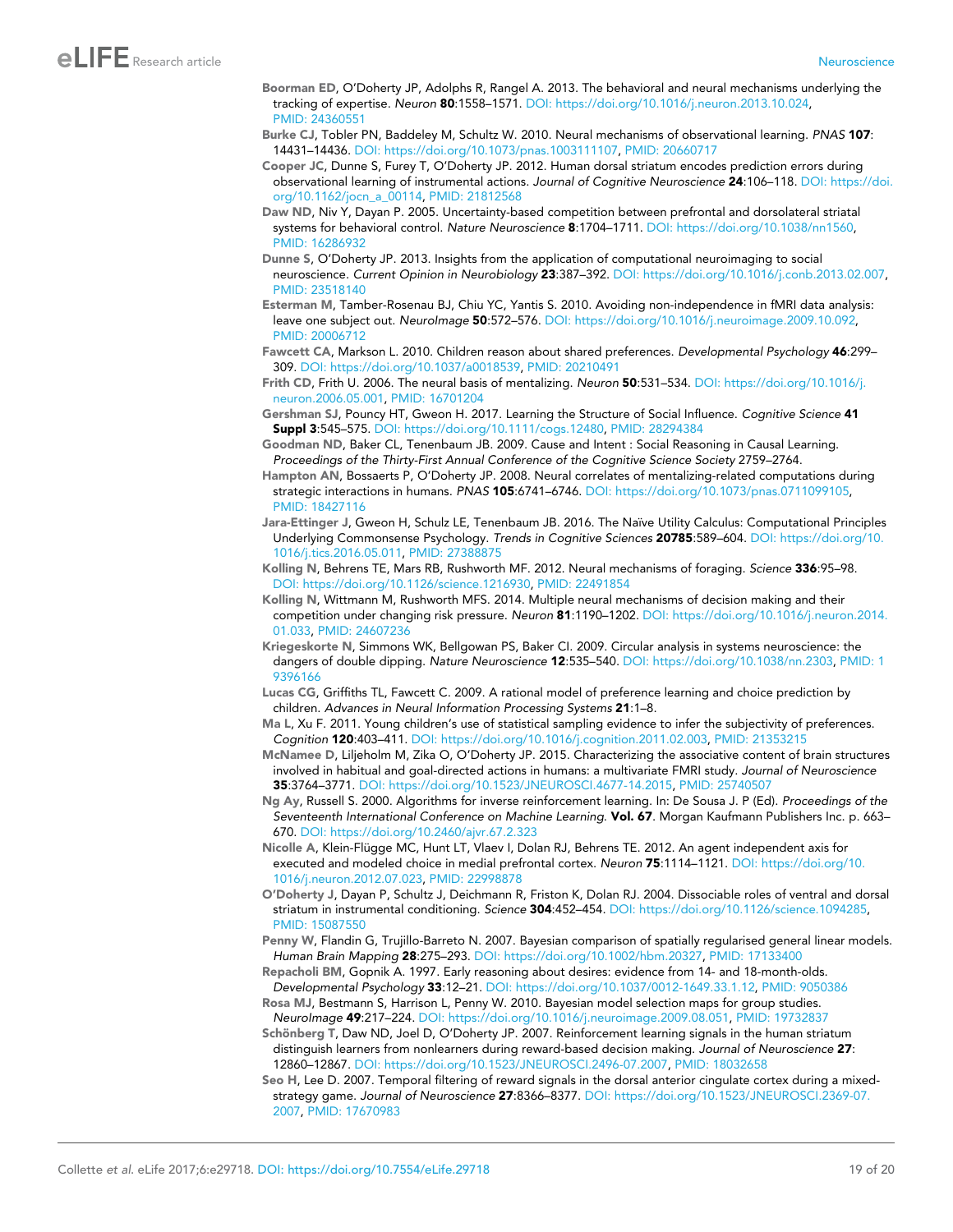Boorman ED, O'Doherty JP, Adolphs R, Rangel A. 2013. The behavioral and neural mechanisms underlying the tracking of expertise. *Neuron* **80**:1558–1571. DOI: https://doi.org/10.1016/j.neuron.2013.10.024, PMID: 24360551

Burke CJ, Tobler PN, Baddeley M, Schultz W. 2010. Neural mechanisms of observational learning. *PNAS* **107**: 14431–14436. DOI: https://doi.org/10.1073/pnas.1003111107, PMID: 20660717

Cooper JC, Dunne S, Furey T, O'Doherty JP. 2012. Human dorsal striatum encodes prediction errors during observational learning of instrumental actions. *Journal of Cognitive Neuroscience* **24**:106–118. DOI: https://doi.org/10.1162/jocn_a_00114, PMID: 21812568

Daw ND, Niv Y, Dayan P. 2005. Uncertainty-based competition between prefrontal and dorsolateral striatal systems for behavioral control. *Nature Neuroscience* **8**:1704–1711. DOI: https://doi.org/10.1038/nn1560, PMID: 16286932

Dunne S, O'Doherty JP. 2013. Insights from the application of computational neuroimaging to social neuroscience. *Current Opinion in Neurobiology* **23**:387–392. DOI: https://doi.org/10.1016/j.conb.2013.02.007, PMID: 23518140

Esterman M, Tamber-Rosenau BJ, Chiu YC, Yantis S. 2010. Avoiding non-independence in fMRI data analysis: leave one subject out. *NeuroImage* **50**:572–576. DOI: https://doi.org/10.1016/j.neuroimage.2009.10.092, PMID: 20006712

Fawcett CA, Markson L. 2010. Children reason about shared preferences. *Developmental Psychology* **46**:299–309. DOI: https://doi.org/10.1037/a0018539, PMID: 20210491

Frith CD, Frith U. 2006. The neural basis of mentalizing. *Neuron* **50**:531–534. DOI: https://doi.org/10.1016/j.neuron.2006.05.001, PMID: 16701204

Gershman SJ, Pouncy HT, Gweon H. 2017. Learning the Structure of Social Influence. *Cognitive Science* **41 Suppl 3**:545–575. DOI: https://doi.org/10.1111/cogs.12480, PMID: 28294384

Goodman ND, Baker CL, Tenenbaum JB. 2009. Cause and Intent : Social Reasoning in Causal Learning. *Proceedings of the Thirty-First Annual Conference of the Cognitive Science Society* 2759–2764.

Hampton AN, Bossaerts P, O'Doherty JP. 2008. Neural correlates of mentalizing-related computations during strategic interactions in humans. *PNAS* **105**:6741–6746. DOI: https://doi.org/10.1073/pnas.0711099105, PMID: 18427116

Jara-Ettinger J, Gweon H, Schulz LE, Tenenbaum JB. 2016. The Naïve Utility Calculus: Computational Principles Underlying Commonsense Psychology. *Trends in Cognitive Sciences* **20785**:589–604. DOI: https://doi.org/10.1016/j.tics.2016.05.011, PMID: 27388875

Kolling N, Behrens TE, Mars RB, Rushworth MF. 2012. Neural mechanisms of foraging. *Science* **336**:95–98. DOI: https://doi.org/10.1126/science.1216930, PMID: 22491854

Kolling N, Wittmann M, Rushworth MFS. 2014. Multiple neural mechanisms of decision making and their competition under changing risk pressure. *Neuron* **81**:1190–1202. DOI: https://doi.org/10.1016/j.neuron.2014.01.033, PMID: 24607236

Kriegeskorte N, Simmons WK, Bellgowan PS, Baker CI. 2009. Circular analysis in systems neuroscience: the dangers of double dipping. *Nature Neuroscience* **12**:535–540. DOI: https://doi.org/10.1038/nn.2303, PMID: 19396166

Lucas CG, Griffiths TL, Fawcett C. 2009. A rational model of preference learning and choice prediction by children. *Advances in Neural Information Processing Systems* **21**:1–8.

Ma L, Xu F. 2011. Young children's use of statistical sampling evidence to infer the subjectivity of preferences. *Cognition* **120**:403–411. DOI: https://doi.org/10.1016/j.cognition.2011.02.003, PMID: 21353215

McNamee D, Liljeholm M, Zika O, O'Doherty JP. 2015. Characterizing the associative content of brain structures involved in habitual and goal-directed actions in humans: a multivariate FMRI study. *Journal of Neuroscience* **35**:3764–3771. DOI: https://doi.org/10.1523/JNEUROSCI.4677-14.2015, PMID: 25740507

Ng Ay, Russell S. 2000. Algorithms for inverse reinforcement learning. In: De Sousa J. P (Ed). *Proceedings of the Seventeenth International Conference on Machine Learning*. **Vol. 67**. Morgan Kaufmann Publishers Inc. p. 663–670. DOI: https://doi.org/10.2460/ajvr.67.2.323

Nicolle A, Klein-Flügge MC, Hunt LT, Vlaev I, Dolan RJ, Behrens TE. 2012. An agent independent axis for executed and modeled choice in medial prefrontal cortex. *Neuron* **75**:1114–1121. DOI: https://doi.org/10.1016/j.neuron.2012.07.023, PMID: 22998878

O'Doherty J, Dayan P, Schultz J, Deichmann R, Friston K, Dolan RJ. 2004. Dissociable roles of ventral and dorsal striatum in instrumental conditioning. *Science* **304**:452–454. DOI: https://doi.org/10.1126/science.1094285, PMID: 15087550

Penny W, Flandin G, Trujillo-Barreto N. 2007. Bayesian comparison of spatially regularised general linear models. *Human Brain Mapping* **28**:275–293. DOI: https://doi.org/10.1002/hbm.20327, PMID: 17133400

Repacholi BM, Gopnik A. 1997. Early reasoning about desires: evidence from 14- and 18-month-olds. *Developmental Psychology* **33**:12–21. DOI: https://doi.org/10.1037/0012-1649.33.1.12, PMID: 9050386

Rosa MJ, Bestmann S, Harrison L, Penny W. 2010. Bayesian model selection maps for group studies. *NeuroImage* **49**:217–224. DOI: https://doi.org/10.1016/j.neuroimage.2009.08.051, PMID: 19732837

Schönberg T, Daw ND, Joel D, O'Doherty JP. 2007. Reinforcement learning signals in the human striatum distinguish learners from nonlearners during reward-based decision making. *Journal of Neuroscience* **27**: 12860–12867. DOI: https://doi.org/10.1523/JNEUROSCI.2496-07.2007, PMID: 18032658

Seo H, Lee D. 2007. Temporal filtering of reward signals in the dorsal anterior cingulate cortex during a mixed-strategy game. *Journal of Neuroscience* **27**:8366–8377. DOI: https://doi.org/10.1523/JNEUROSCI.2369-07.2007, PMID: 17670983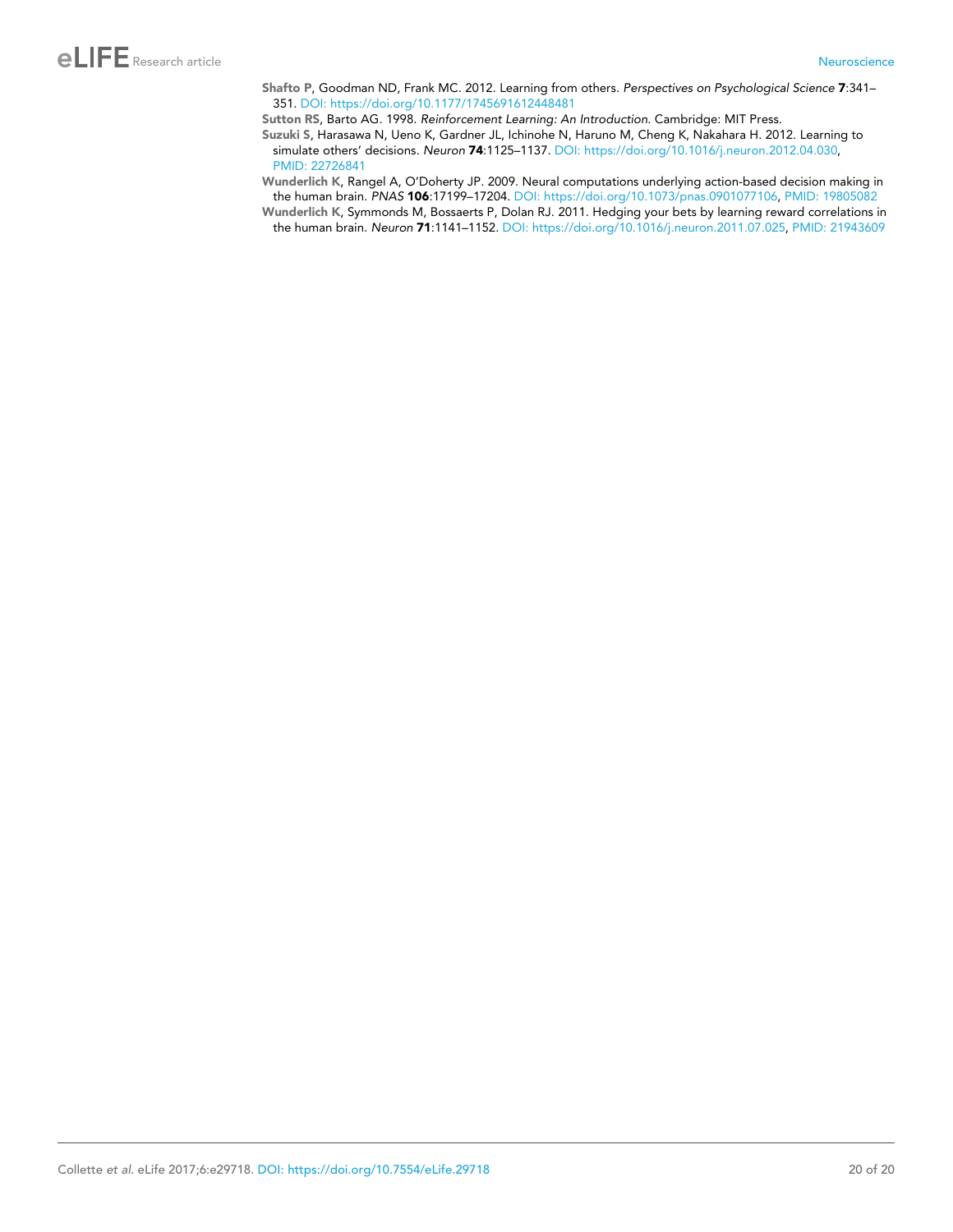**Shafto P**, Goodman ND, Frank MC. 2012. Learning from others. *Perspectives on Psychological Science* **7**:341–351. DOI: https://doi.org/10.1177/1745691612448481

**Sutton RS**, Barto AG. 1998. *Reinforcement Learning: An Introduction*. Cambridge: MIT Press.

**Suzuki S**, Harasawa N, Ueno K, Gardner JL, Ichinohe N, Haruno M, Cheng K, Nakahara H. 2012. Learning to simulate others' decisions. *Neuron* **74**:1125–1137. DOI: https://doi.org/10.1016/j.neuron.2012.04.030, PMID: 22726841

**Wunderlich K**, Rangel A, O'Doherty JP. 2009. Neural computations underlying action-based decision making in the human brain. *PNAS* **106**:17199–17204. DOI: https://doi.org/10.1073/pnas.0901077106, PMID: 19805082

**Wunderlich K**, Symmonds M, Bossaerts P, Dolan RJ. 2011. Hedging your bets by learning reward correlations in the human brain. *Neuron* **71**:1141–1152. DOI: https://doi.org/10.1016/j.neuron.2011.07.025, PMID: 21943609